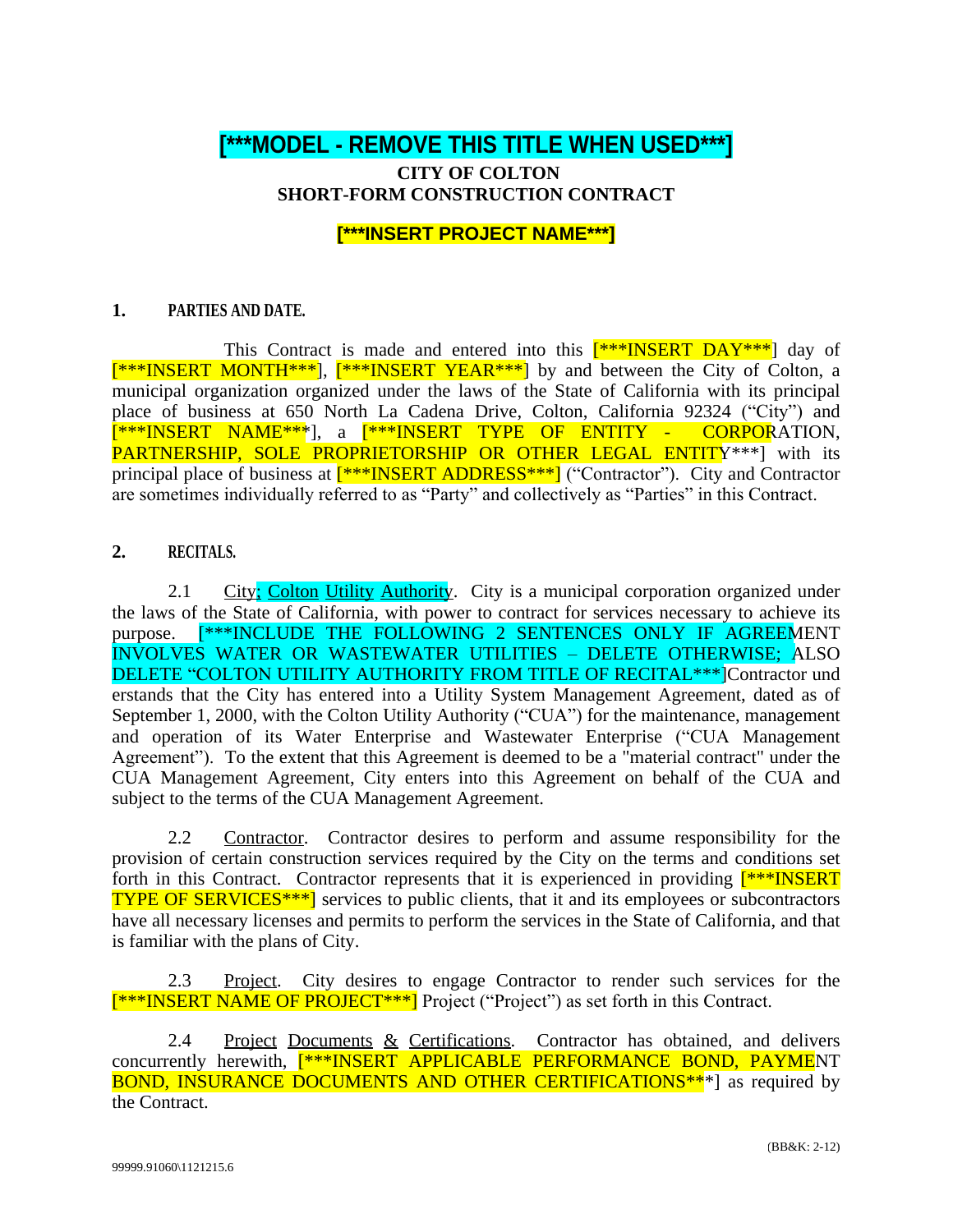# [***MODEL - REMOVE THIS TITLE WHEN USED***]

**CITY OF COLTON**
**SHORT-FORM CONSTRUCTION CONTRACT**

**[***INSERT PROJECT NAME***]**

## 1. PARTIES AND DATE.

This Contract is made and entered into this [***INSERT DAY***] day of [***INSERT MONTH***], [***INSERT YEAR***] by and between the City of Colton, a municipal organization organized under the laws of the State of California with its principal place of business at 650 North La Cadena Drive, Colton, California 92324 ("City") and [***INSERT NAME***], a [***INSERT TYPE OF ENTITY - CORPORATION, PARTNERSHIP, SOLE PROPRIETORSHIP OR OTHER LEGAL ENTITY***] with its principal place of business at [***INSERT ADDRESS***] ("Contractor"). City and Contractor are sometimes individually referred to as "Party" and collectively as "Parties" in this Contract.

## 2. RECITALS.

2.1 City; Colton Utility Authority. City is a municipal corporation organized under the laws of the State of California, with power to contract for services necessary to achieve its purpose. [***INCLUDE THE FOLLOWING 2 SENTENCES ONLY IF AGREEMENT INVOLVES WATER OR WASTEWATER UTILITIES – DELETE OTHERWISE; ALSO DELETE "COLTON UTILITY AUTHORITY FROM TITLE OF RECITAL***]Contractor understands that the City has entered into a Utility System Management Agreement, dated as of September 1, 2000, with the Colton Utility Authority ("CUA") for the maintenance, management and operation of its Water Enterprise and Wastewater Enterprise ("CUA Management Agreement"). To the extent that this Agreement is deemed to be a "material contract" under the CUA Management Agreement, City enters into this Agreement on behalf of the CUA and subject to the terms of the CUA Management Agreement.

2.2 Contractor. Contractor desires to perform and assume responsibility for the provision of certain construction services required by the City on the terms and conditions set forth in this Contract. Contractor represents that it is experienced in providing [***INSERT TYPE OF SERVICES***] services to public clients, that it and its employees or subcontractors have all necessary licenses and permits to perform the services in the State of California, and that is familiar with the plans of City.

2.3 Project. City desires to engage Contractor to render such services for the [***INSERT NAME OF PROJECT***] Project ("Project") as set forth in this Contract.

2.4 Project Documents & Certifications. Contractor has obtained, and delivers concurrently herewith, [***INSERT APPLICABLE PERFORMANCE BOND, PAYMENT BOND, INSURANCE DOCUMENTS AND OTHER CERTIFICATIONS***] as required by the Contract.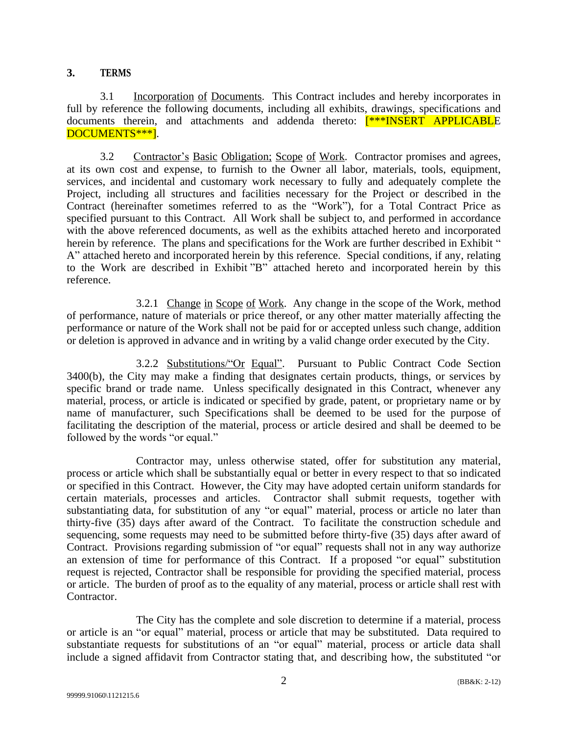## 3. TERMS

3.1 Incorporation of Documents. This Contract includes and hereby incorporates in full by reference the following documents, including all exhibits, drawings, specifications and documents therein, and attachments and addenda thereto: [***INSERT APPLICABLE DOCUMENTS***].

3.2 Contractor's Basic Obligation; Scope of Work. Contractor promises and agrees, at its own cost and expense, to furnish to the Owner all labor, materials, tools, equipment, services, and incidental and customary work necessary to fully and adequately complete the Project, including all structures and facilities necessary for the Project or described in the Contract (hereinafter sometimes referred to as the "Work"), for a Total Contract Price as specified pursuant to this Contract. All Work shall be subject to, and performed in accordance with the above referenced documents, as well as the exhibits attached hereto and incorporated herein by reference. The plans and specifications for the Work are further described in Exhibit " A" attached hereto and incorporated herein by this reference. Special conditions, if any, relating to the Work are described in Exhibit "B" attached hereto and incorporated herein by this reference.

3.2.1 Change in Scope of Work. Any change in the scope of the Work, method of performance, nature of materials or price thereof, or any other matter materially affecting the performance or nature of the Work shall not be paid for or accepted unless such change, addition or deletion is approved in advance and in writing by a valid change order executed by the City.

3.2.2 Substitutions/"Or Equal". Pursuant to Public Contract Code Section 3400(b), the City may make a finding that designates certain products, things, or services by specific brand or trade name. Unless specifically designated in this Contract, whenever any material, process, or article is indicated or specified by grade, patent, or proprietary name or by name of manufacturer, such Specifications shall be deemed to be used for the purpose of facilitating the description of the material, process or article desired and shall be deemed to be followed by the words "or equal."

Contractor may, unless otherwise stated, offer for substitution any material, process or article which shall be substantially equal or better in every respect to that so indicated or specified in this Contract. However, the City may have adopted certain uniform standards for certain materials, processes and articles. Contractor shall submit requests, together with substantiating data, for substitution of any "or equal" material, process or article no later than thirty-five (35) days after award of the Contract. To facilitate the construction schedule and sequencing, some requests may need to be submitted before thirty-five (35) days after award of Contract. Provisions regarding submission of "or equal" requests shall not in any way authorize an extension of time for performance of this Contract. If a proposed "or equal" substitution request is rejected, Contractor shall be responsible for providing the specified material, process or article. The burden of proof as to the equality of any material, process or article shall rest with Contractor.

The City has the complete and sole discretion to determine if a material, process or article is an "or equal" material, process or article that may be substituted. Data required to substantiate requests for substitutions of an "or equal" material, process or article data shall include a signed affidavit from Contractor stating that, and describing how, the substituted "or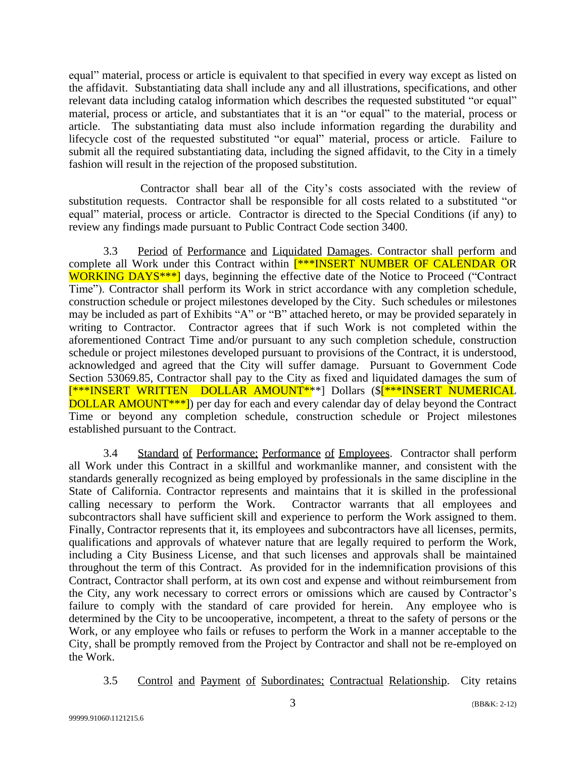equal" material, process or article is equivalent to that specified in every way except as listed on the affidavit. Substantiating data shall include any and all illustrations, specifications, and other relevant data including catalog information which describes the requested substituted "or equal" material, process or article, and substantiates that it is an "or equal" to the material, process or article. The substantiating data must also include information regarding the durability and lifecycle cost of the requested substituted "or equal" material, process or article. Failure to submit all the required substantiating data, including the signed affidavit, to the City in a timely fashion will result in the rejection of the proposed substitution.

Contractor shall bear all of the City's costs associated with the review of substitution requests. Contractor shall be responsible for all costs related to a substituted "or equal" material, process or article. Contractor is directed to the Special Conditions (if any) to review any findings made pursuant to Public Contract Code section 3400.

3.3 Period of Performance and Liquidated Damages. Contractor shall perform and complete all Work under this Contract within [***INSERT NUMBER OF CALENDAR OR WORKING DAYS***] days, beginning the effective date of the Notice to Proceed ("Contract Time"). Contractor shall perform its Work in strict accordance with any completion schedule, construction schedule or project milestones developed by the City. Such schedules or milestones may be included as part of Exhibits "A" or "B" attached hereto, or may be provided separately in writing to Contractor. Contractor agrees that if such Work is not completed within the aforementioned Contract Time and/or pursuant to any such completion schedule, construction schedule or project milestones developed pursuant to provisions of the Contract, it is understood, acknowledged and agreed that the City will suffer damage. Pursuant to Government Code Section 53069.85, Contractor shall pay to the City as fixed and liquidated damages the sum of [***INSERT WRITTEN DOLLAR AMOUNT***] Dollars ($[***INSERT NUMERICAL DOLLAR AMOUNT***]) per day for each and every calendar day of delay beyond the Contract Time or beyond any completion schedule, construction schedule or Project milestones established pursuant to the Contract.

3.4 Standard of Performance; Performance of Employees. Contractor shall perform all Work under this Contract in a skillful and workmanlike manner, and consistent with the standards generally recognized as being employed by professionals in the same discipline in the State of California. Contractor represents and maintains that it is skilled in the professional calling necessary to perform the Work. Contractor warrants that all employees and subcontractors shall have sufficient skill and experience to perform the Work assigned to them. Finally, Contractor represents that it, its employees and subcontractors have all licenses, permits, qualifications and approvals of whatever nature that are legally required to perform the Work, including a City Business License, and that such licenses and approvals shall be maintained throughout the term of this Contract. As provided for in the indemnification provisions of this Contract, Contractor shall perform, at its own cost and expense and without reimbursement from the City, any work necessary to correct errors or omissions which are caused by Contractor's failure to comply with the standard of care provided for herein. Any employee who is determined by the City to be uncooperative, incompetent, a threat to the safety of persons or the Work, or any employee who fails or refuses to perform the Work in a manner acceptable to the City, shall be promptly removed from the Project by Contractor and shall not be re-employed on the Work.

3.5 Control and Payment of Subordinates; Contractual Relationship. City retains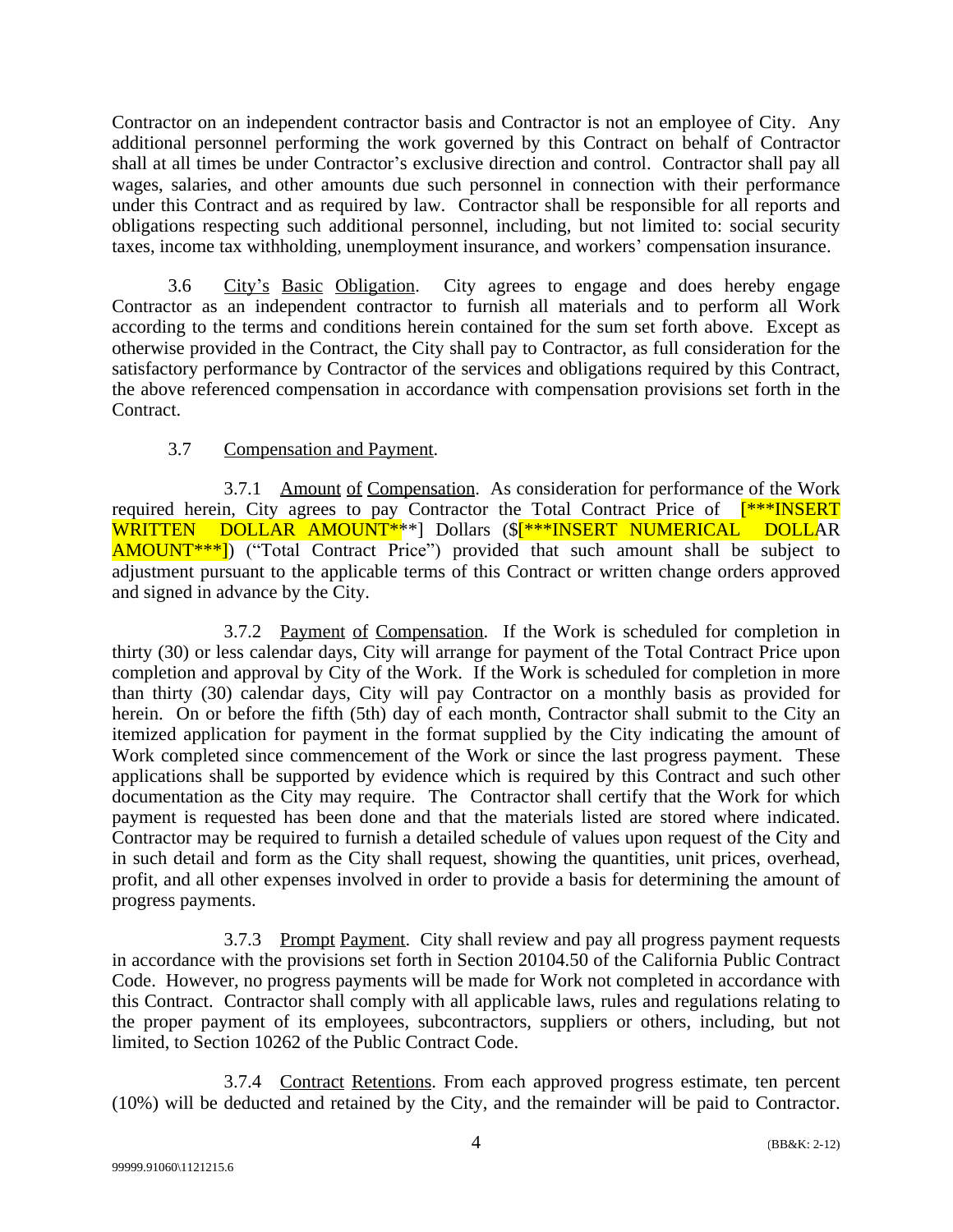Contractor on an independent contractor basis and Contractor is not an employee of City. Any additional personnel performing the work governed by this Contract on behalf of Contractor shall at all times be under Contractor's exclusive direction and control. Contractor shall pay all wages, salaries, and other amounts due such personnel in connection with their performance under this Contract and as required by law. Contractor shall be responsible for all reports and obligations respecting such additional personnel, including, but not limited to: social security taxes, income tax withholding, unemployment insurance, and workers' compensation insurance.

3.6 City's Basic Obligation. City agrees to engage and does hereby engage Contractor as an independent contractor to furnish all materials and to perform all Work according to the terms and conditions herein contained for the sum set forth above. Except as otherwise provided in the Contract, the City shall pay to Contractor, as full consideration for the satisfactory performance by Contractor of the services and obligations required by this Contract, the above referenced compensation in accordance with compensation provisions set forth in the Contract.

3.7 Compensation and Payment.

3.7.1 Amount of Compensation. As consideration for performance of the Work required herein, City agrees to pay Contractor the Total Contract Price of [***INSERT WRITTEN DOLLAR AMOUNT***] Dollars ($[***INSERT NUMERICAL DOLLAR AMOUNT***]) ("Total Contract Price") provided that such amount shall be subject to adjustment pursuant to the applicable terms of this Contract or written change orders approved and signed in advance by the City.

3.7.2 Payment of Compensation. If the Work is scheduled for completion in thirty (30) or less calendar days, City will arrange for payment of the Total Contract Price upon completion and approval by City of the Work. If the Work is scheduled for completion in more than thirty (30) calendar days, City will pay Contractor on a monthly basis as provided for herein. On or before the fifth (5th) day of each month, Contractor shall submit to the City an itemized application for payment in the format supplied by the City indicating the amount of Work completed since commencement of the Work or since the last progress payment. These applications shall be supported by evidence which is required by this Contract and such other documentation as the City may require. The Contractor shall certify that the Work for which payment is requested has been done and that the materials listed are stored where indicated. Contractor may be required to furnish a detailed schedule of values upon request of the City and in such detail and form as the City shall request, showing the quantities, unit prices, overhead, profit, and all other expenses involved in order to provide a basis for determining the amount of progress payments.

3.7.3 Prompt Payment. City shall review and pay all progress payment requests in accordance with the provisions set forth in Section 20104.50 of the California Public Contract Code. However, no progress payments will be made for Work not completed in accordance with this Contract. Contractor shall comply with all applicable laws, rules and regulations relating to the proper payment of its employees, subcontractors, suppliers or others, including, but not limited, to Section 10262 of the Public Contract Code.

3.7.4 Contract Retentions. From each approved progress estimate, ten percent (10%) will be deducted and retained by the City, and the remainder will be paid to Contractor.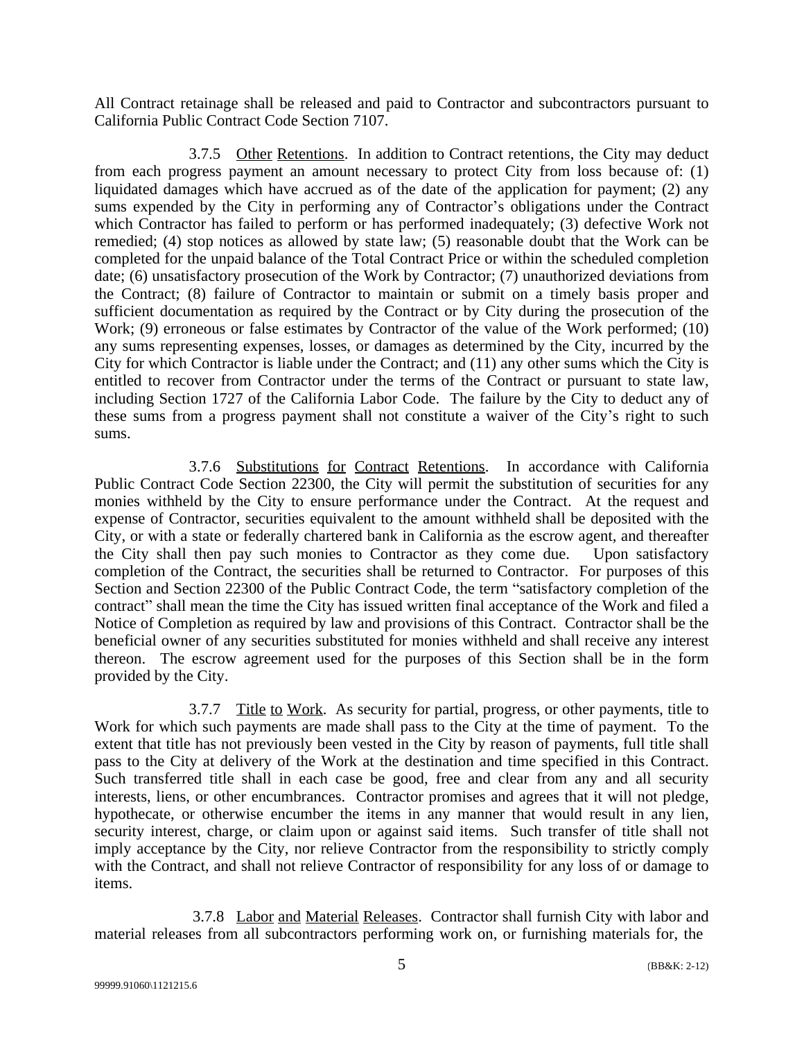All Contract retainage shall be released and paid to Contractor and subcontractors pursuant to California Public Contract Code Section 7107.

3.7.5 Other Retentions. In addition to Contract retentions, the City may deduct from each progress payment an amount necessary to protect City from loss because of: (1) liquidated damages which have accrued as of the date of the application for payment; (2) any sums expended by the City in performing any of Contractor's obligations under the Contract which Contractor has failed to perform or has performed inadequately; (3) defective Work not remedied; (4) stop notices as allowed by state law; (5) reasonable doubt that the Work can be completed for the unpaid balance of the Total Contract Price or within the scheduled completion date; (6) unsatisfactory prosecution of the Work by Contractor; (7) unauthorized deviations from the Contract; (8) failure of Contractor to maintain or submit on a timely basis proper and sufficient documentation as required by the Contract or by City during the prosecution of the Work; (9) erroneous or false estimates by Contractor of the value of the Work performed; (10) any sums representing expenses, losses, or damages as determined by the City, incurred by the City for which Contractor is liable under the Contract; and (11) any other sums which the City is entitled to recover from Contractor under the terms of the Contract or pursuant to state law, including Section 1727 of the California Labor Code. The failure by the City to deduct any of these sums from a progress payment shall not constitute a waiver of the City's right to such sums.

3.7.6 Substitutions for Contract Retentions. In accordance with California Public Contract Code Section 22300, the City will permit the substitution of securities for any monies withheld by the City to ensure performance under the Contract. At the request and expense of Contractor, securities equivalent to the amount withheld shall be deposited with the City, or with a state or federally chartered bank in California as the escrow agent, and thereafter the City shall then pay such monies to Contractor as they come due. Upon satisfactory completion of the Contract, the securities shall be returned to Contractor. For purposes of this Section and Section 22300 of the Public Contract Code, the term "satisfactory completion of the contract" shall mean the time the City has issued written final acceptance of the Work and filed a Notice of Completion as required by law and provisions of this Contract. Contractor shall be the beneficial owner of any securities substituted for monies withheld and shall receive any interest thereon. The escrow agreement used for the purposes of this Section shall be in the form provided by the City.

3.7.7 Title to Work. As security for partial, progress, or other payments, title to Work for which such payments are made shall pass to the City at the time of payment. To the extent that title has not previously been vested in the City by reason of payments, full title shall pass to the City at delivery of the Work at the destination and time specified in this Contract. Such transferred title shall in each case be good, free and clear from any and all security interests, liens, or other encumbrances. Contractor promises and agrees that it will not pledge, hypothecate, or otherwise encumber the items in any manner that would result in any lien, security interest, charge, or claim upon or against said items. Such transfer of title shall not imply acceptance by the City, nor relieve Contractor from the responsibility to strictly comply with the Contract, and shall not relieve Contractor of responsibility for any loss of or damage to items.

3.7.8 Labor and Material Releases. Contractor shall furnish City with labor and material releases from all subcontractors performing work on, or furnishing materials for, the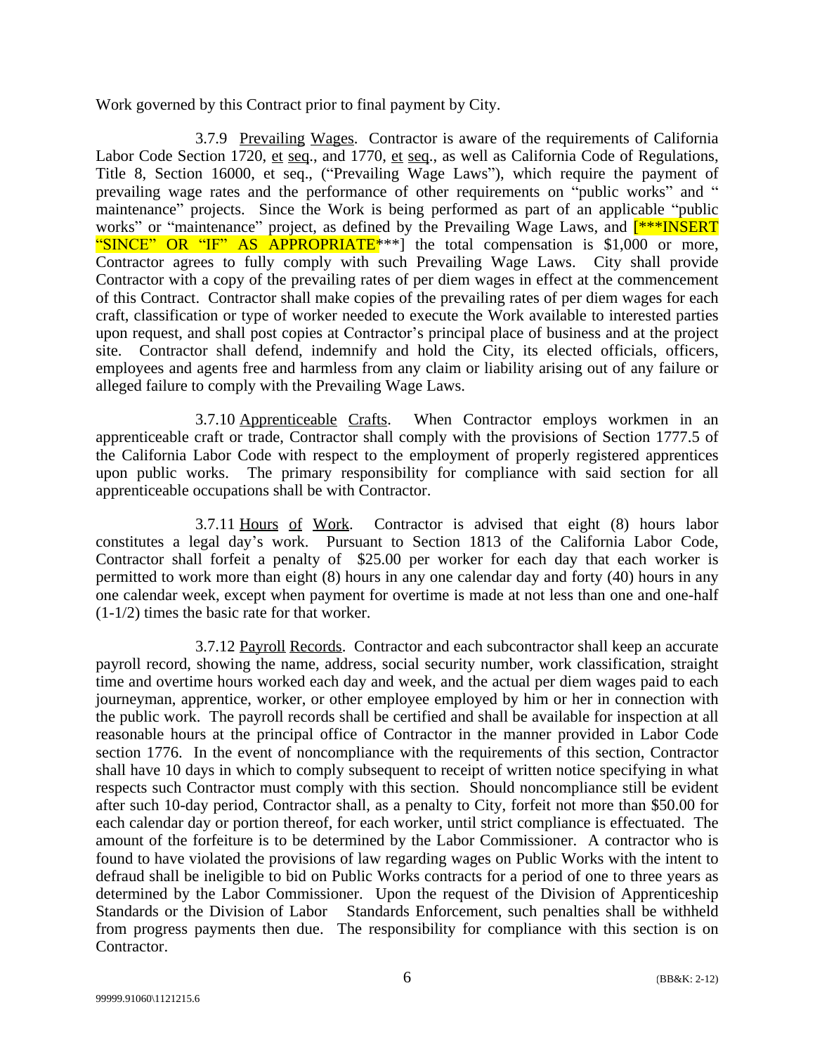Work governed by this Contract prior to final payment by City.

3.7.9 Prevailing Wages. Contractor is aware of the requirements of California Labor Code Section 1720, et seq., and 1770, et seq., as well as California Code of Regulations, Title 8, Section 16000, et seq., ("Prevailing Wage Laws"), which require the payment of prevailing wage rates and the performance of other requirements on "public works" and " maintenance" projects. Since the Work is being performed as part of an applicable "public works" or "maintenance" project, as defined by the Prevailing Wage Laws, and [***INSERT "SINCE" OR "IF" AS APPROPRIATE***] the total compensation is $1,000 or more, Contractor agrees to fully comply with such Prevailing Wage Laws. City shall provide Contractor with a copy of the prevailing rates of per diem wages in effect at the commencement of this Contract. Contractor shall make copies of the prevailing rates of per diem wages for each craft, classification or type of worker needed to execute the Work available to interested parties upon request, and shall post copies at Contractor's principal place of business and at the project site. Contractor shall defend, indemnify and hold the City, its elected officials, officers, employees and agents free and harmless from any claim or liability arising out of any failure or alleged failure to comply with the Prevailing Wage Laws.

3.7.10 Apprenticeable Crafts. When Contractor employs workmen in an apprenticeable craft or trade, Contractor shall comply with the provisions of Section 1777.5 of the California Labor Code with respect to the employment of properly registered apprentices upon public works. The primary responsibility for compliance with said section for all apprenticeable occupations shall be with Contractor.

3.7.11 Hours of Work. Contractor is advised that eight (8) hours labor constitutes a legal day's work. Pursuant to Section 1813 of the California Labor Code, Contractor shall forfeit a penalty of $25.00 per worker for each day that each worker is permitted to work more than eight (8) hours in any one calendar day and forty (40) hours in any one calendar week, except when payment for overtime is made at not less than one and one-half (1-1/2) times the basic rate for that worker.

3.7.12 Payroll Records. Contractor and each subcontractor shall keep an accurate payroll record, showing the name, address, social security number, work classification, straight time and overtime hours worked each day and week, and the actual per diem wages paid to each journeyman, apprentice, worker, or other employee employed by him or her in connection with the public work. The payroll records shall be certified and shall be available for inspection at all reasonable hours at the principal office of Contractor in the manner provided in Labor Code section 1776. In the event of noncompliance with the requirements of this section, Contractor shall have 10 days in which to comply subsequent to receipt of written notice specifying in what respects such Contractor must comply with this section. Should noncompliance still be evident after such 10-day period, Contractor shall, as a penalty to City, forfeit not more than $50.00 for each calendar day or portion thereof, for each worker, until strict compliance is effectuated. The amount of the forfeiture is to be determined by the Labor Commissioner. A contractor who is found to have violated the provisions of law regarding wages on Public Works with the intent to defraud shall be ineligible to bid on Public Works contracts for a period of one to three years as determined by the Labor Commissioner. Upon the request of the Division of Apprenticeship Standards or the Division of Labor Standards Enforcement, such penalties shall be withheld from progress payments then due. The responsibility for compliance with this section is on Contractor.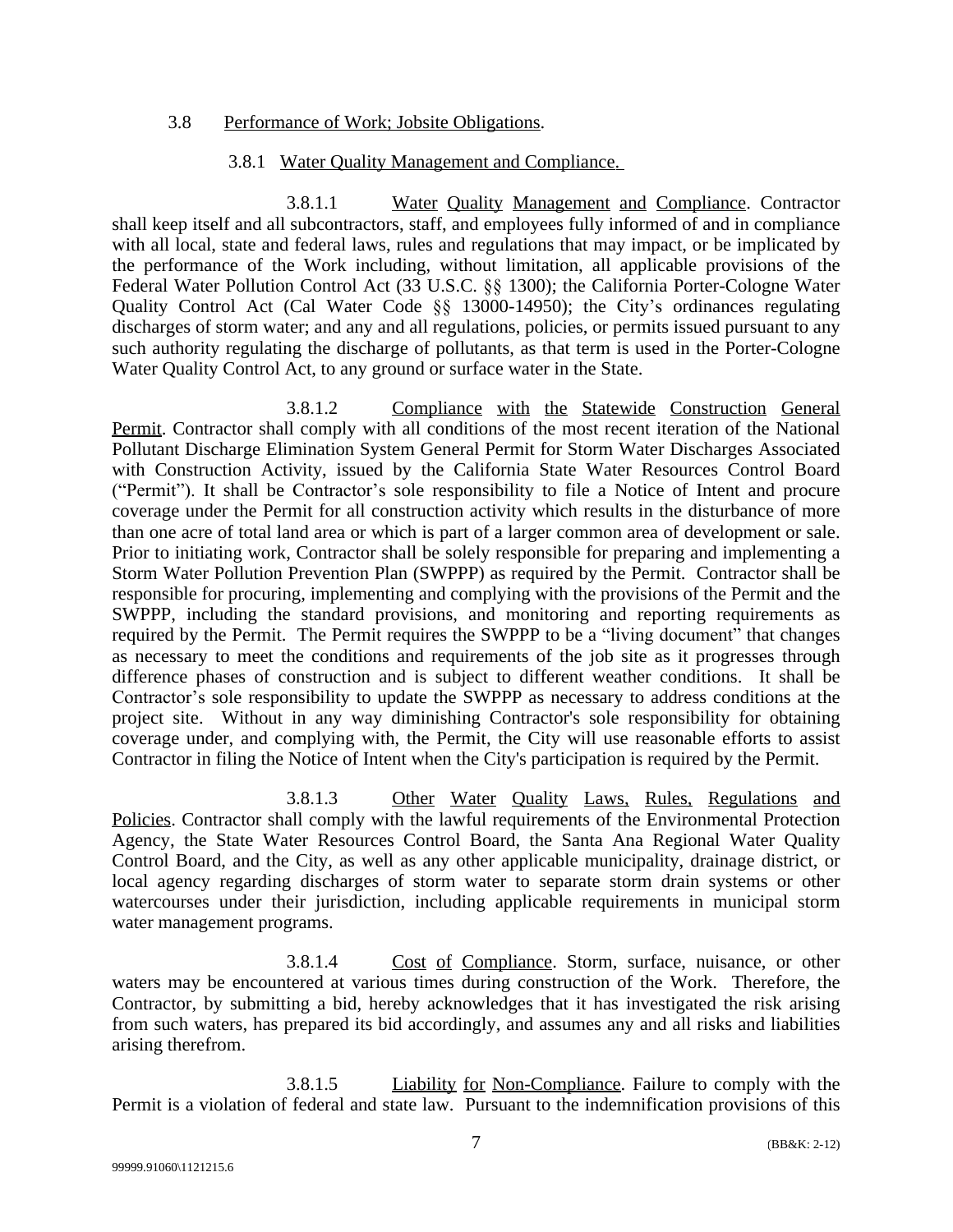3.8 Performance of Work; Jobsite Obligations.

3.8.1 Water Quality Management and Compliance.

3.8.1.1 Water Quality Management and Compliance. Contractor shall keep itself and all subcontractors, staff, and employees fully informed of and in compliance with all local, state and federal laws, rules and regulations that may impact, or be implicated by the performance of the Work including, without limitation, all applicable provisions of the Federal Water Pollution Control Act (33 U.S.C. §§ 1300); the California Porter-Cologne Water Quality Control Act (Cal Water Code §§ 13000-14950); the City's ordinances regulating discharges of storm water; and any and all regulations, policies, or permits issued pursuant to any such authority regulating the discharge of pollutants, as that term is used in the Porter-Cologne Water Quality Control Act, to any ground or surface water in the State.

3.8.1.2 Compliance with the Statewide Construction General Permit. Contractor shall comply with all conditions of the most recent iteration of the National Pollutant Discharge Elimination System General Permit for Storm Water Discharges Associated with Construction Activity, issued by the California State Water Resources Control Board ("Permit"). It shall be Contractor's sole responsibility to file a Notice of Intent and procure coverage under the Permit for all construction activity which results in the disturbance of more than one acre of total land area or which is part of a larger common area of development or sale. Prior to initiating work, Contractor shall be solely responsible for preparing and implementing a Storm Water Pollution Prevention Plan (SWPPP) as required by the Permit. Contractor shall be responsible for procuring, implementing and complying with the provisions of the Permit and the SWPPP, including the standard provisions, and monitoring and reporting requirements as required by the Permit. The Permit requires the SWPPP to be a "living document" that changes as necessary to meet the conditions and requirements of the job site as it progresses through difference phases of construction and is subject to different weather conditions. It shall be Contractor's sole responsibility to update the SWPPP as necessary to address conditions at the project site. Without in any way diminishing Contractor's sole responsibility for obtaining coverage under, and complying with, the Permit, the City will use reasonable efforts to assist Contractor in filing the Notice of Intent when the City's participation is required by the Permit.

3.8.1.3 Other Water Quality Laws, Rules, Regulations and Policies. Contractor shall comply with the lawful requirements of the Environmental Protection Agency, the State Water Resources Control Board, the Santa Ana Regional Water Quality Control Board, and the City, as well as any other applicable municipality, drainage district, or local agency regarding discharges of storm water to separate storm drain systems or other watercourses under their jurisdiction, including applicable requirements in municipal storm water management programs.

3.8.1.4 Cost of Compliance. Storm, surface, nuisance, or other waters may be encountered at various times during construction of the Work. Therefore, the Contractor, by submitting a bid, hereby acknowledges that it has investigated the risk arising from such waters, has prepared its bid accordingly, and assumes any and all risks and liabilities arising therefrom.

3.8.1.5 Liability for Non-Compliance. Failure to comply with the Permit is a violation of federal and state law. Pursuant to the indemnification provisions of this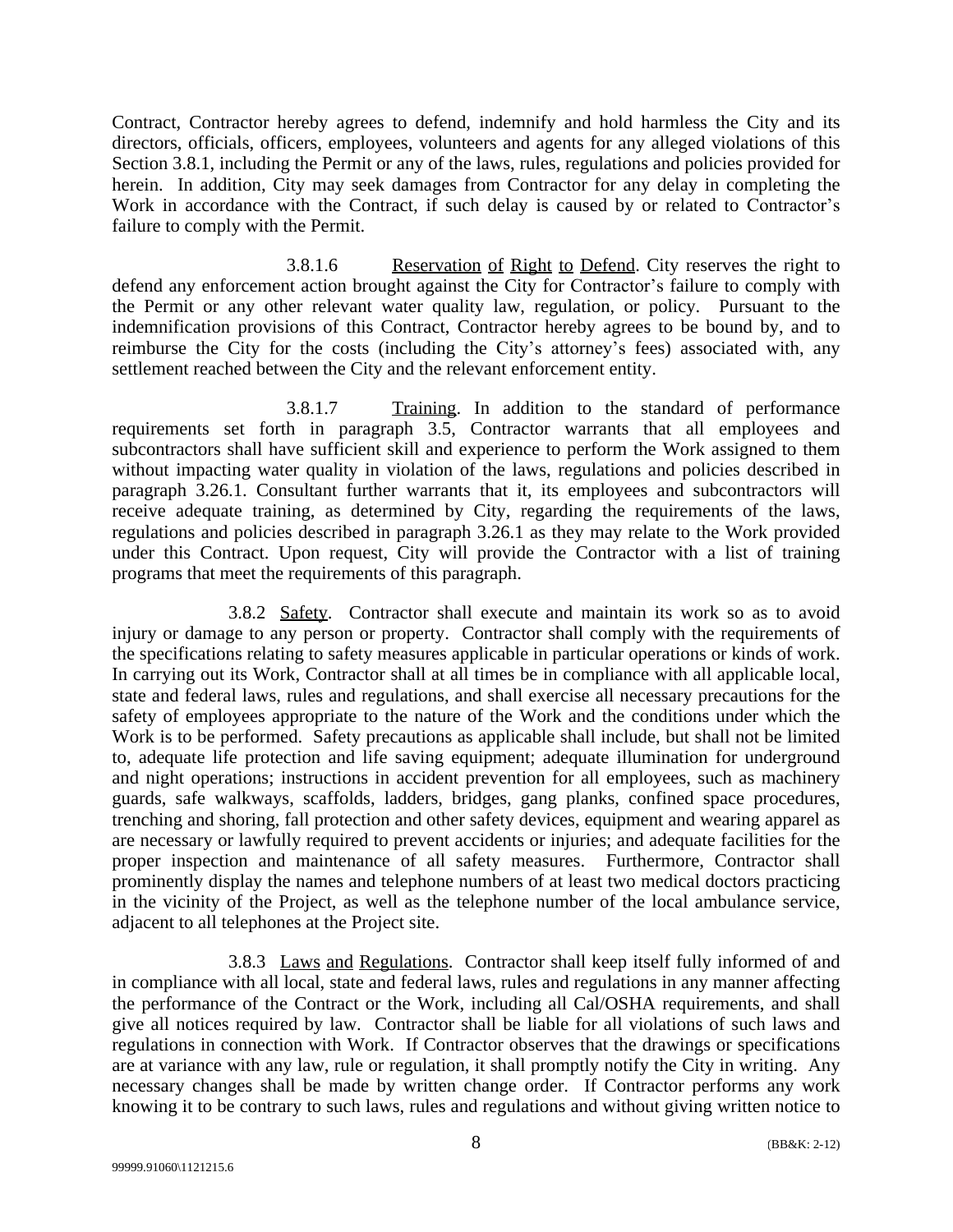Contract, Contractor hereby agrees to defend, indemnify and hold harmless the City and its directors, officials, officers, employees, volunteers and agents for any alleged violations of this Section 3.8.1, including the Permit or any of the laws, rules, regulations and policies provided for herein. In addition, City may seek damages from Contractor for any delay in completing the Work in accordance with the Contract, if such delay is caused by or related to Contractor's failure to comply with the Permit.

3.8.1.6 Reservation of Right to Defend. City reserves the right to defend any enforcement action brought against the City for Contractor's failure to comply with the Permit or any other relevant water quality law, regulation, or policy. Pursuant to the indemnification provisions of this Contract, Contractor hereby agrees to be bound by, and to reimburse the City for the costs (including the City's attorney's fees) associated with, any settlement reached between the City and the relevant enforcement entity.

3.8.1.7 Training. In addition to the standard of performance requirements set forth in paragraph 3.5, Contractor warrants that all employees and subcontractors shall have sufficient skill and experience to perform the Work assigned to them without impacting water quality in violation of the laws, regulations and policies described in paragraph 3.26.1. Consultant further warrants that it, its employees and subcontractors will receive adequate training, as determined by City, regarding the requirements of the laws, regulations and policies described in paragraph 3.26.1 as they may relate to the Work provided under this Contract. Upon request, City will provide the Contractor with a list of training programs that meet the requirements of this paragraph.

3.8.2 Safety. Contractor shall execute and maintain its work so as to avoid injury or damage to any person or property. Contractor shall comply with the requirements of the specifications relating to safety measures applicable in particular operations or kinds of work. In carrying out its Work, Contractor shall at all times be in compliance with all applicable local, state and federal laws, rules and regulations, and shall exercise all necessary precautions for the safety of employees appropriate to the nature of the Work and the conditions under which the Work is to be performed. Safety precautions as applicable shall include, but shall not be limited to, adequate life protection and life saving equipment; adequate illumination for underground and night operations; instructions in accident prevention for all employees, such as machinery guards, safe walkways, scaffolds, ladders, bridges, gang planks, confined space procedures, trenching and shoring, fall protection and other safety devices, equipment and wearing apparel as are necessary or lawfully required to prevent accidents or injuries; and adequate facilities for the proper inspection and maintenance of all safety measures. Furthermore, Contractor shall prominently display the names and telephone numbers of at least two medical doctors practicing in the vicinity of the Project, as well as the telephone number of the local ambulance service, adjacent to all telephones at the Project site.

3.8.3 Laws and Regulations. Contractor shall keep itself fully informed of and in compliance with all local, state and federal laws, rules and regulations in any manner affecting the performance of the Contract or the Work, including all Cal/OSHA requirements, and shall give all notices required by law. Contractor shall be liable for all violations of such laws and regulations in connection with Work. If Contractor observes that the drawings or specifications are at variance with any law, rule or regulation, it shall promptly notify the City in writing. Any necessary changes shall be made by written change order. If Contractor performs any work knowing it to be contrary to such laws, rules and regulations and without giving written notice to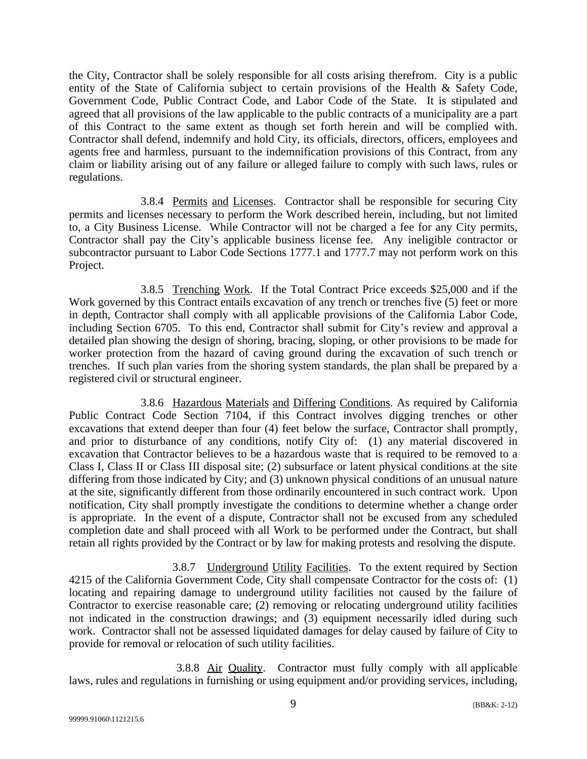the City, Contractor shall be solely responsible for all costs arising therefrom. City is a public entity of the State of California subject to certain provisions of the Health & Safety Code, Government Code, Public Contract Code, and Labor Code of the State. It is stipulated and agreed that all provisions of the law applicable to the public contracts of a municipality are a part of this Contract to the same extent as though set forth herein and will be complied with. Contractor shall defend, indemnify and hold City, its officials, directors, officers, employees and agents free and harmless, pursuant to the indemnification provisions of this Contract, from any claim or liability arising out of any failure or alleged failure to comply with such laws, rules or regulations.

3.8.4 Permits and Licenses. Contractor shall be responsible for securing City permits and licenses necessary to perform the Work described herein, including, but not limited to, a City Business License. While Contractor will not be charged a fee for any City permits, Contractor shall pay the City's applicable business license fee. Any ineligible contractor or subcontractor pursuant to Labor Code Sections 1777.1 and 1777.7 may not perform work on this Project.

3.8.5 Trenching Work. If the Total Contract Price exceeds $25,000 and if the Work governed by this Contract entails excavation of any trench or trenches five (5) feet or more in depth, Contractor shall comply with all applicable provisions of the California Labor Code, including Section 6705. To this end, Contractor shall submit for City's review and approval a detailed plan showing the design of shoring, bracing, sloping, or other provisions to be made for worker protection from the hazard of caving ground during the excavation of such trench or trenches. If such plan varies from the shoring system standards, the plan shall be prepared by a registered civil or structural engineer.

3.8.6 Hazardous Materials and Differing Conditions. As required by California Public Contract Code Section 7104, if this Contract involves digging trenches or other excavations that extend deeper than four (4) feet below the surface, Contractor shall promptly, and prior to disturbance of any conditions, notify City of: (1) any material discovered in excavation that Contractor believes to be a hazardous waste that is required to be removed to a Class I, Class II or Class III disposal site; (2) subsurface or latent physical conditions at the site differing from those indicated by City; and (3) unknown physical conditions of an unusual nature at the site, significantly different from those ordinarily encountered in such contract work. Upon notification, City shall promptly investigate the conditions to determine whether a change order is appropriate. In the event of a dispute, Contractor shall not be excused from any scheduled completion date and shall proceed with all Work to be performed under the Contract, but shall retain all rights provided by the Contract or by law for making protests and resolving the dispute.

3.8.7 Underground Utility Facilities. To the extent required by Section 4215 of the California Government Code, City shall compensate Contractor for the costs of: (1) locating and repairing damage to underground utility facilities not caused by the failure of Contractor to exercise reasonable care; (2) removing or relocating underground utility facilities not indicated in the construction drawings; and (3) equipment necessarily idled during such work. Contractor shall not be assessed liquidated damages for delay caused by failure of City to provide for removal or relocation of such utility facilities.

3.8.8 Air Quality. Contractor must fully comply with all applicable laws, rules and regulations in furnishing or using equipment and/or providing services, including,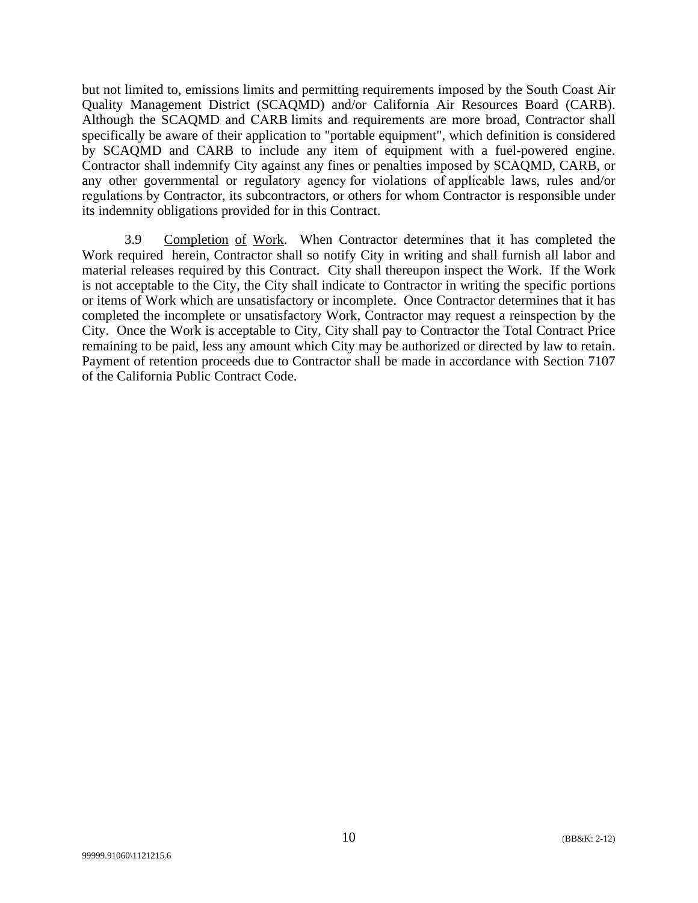but not limited to, emissions limits and permitting requirements imposed by the South Coast Air Quality Management District (SCAQMD) and/or California Air Resources Board (CARB). Although the SCAQMD and CARB limits and requirements are more broad, Contractor shall specifically be aware of their application to "portable equipment", which definition is considered by SCAQMD and CARB to include any item of equipment with a fuel-powered engine. Contractor shall indemnify City against any fines or penalties imposed by SCAQMD, CARB, or any other governmental or regulatory agency for violations of applicable laws, rules and/or regulations by Contractor, its subcontractors, or others for whom Contractor is responsible under its indemnity obligations provided for in this Contract.

3.9 Completion of Work. When Contractor determines that it has completed the Work required herein, Contractor shall so notify City in writing and shall furnish all labor and material releases required by this Contract. City shall thereupon inspect the Work. If the Work is not acceptable to the City, the City shall indicate to Contractor in writing the specific portions or items of Work which are unsatisfactory or incomplete. Once Contractor determines that it has completed the incomplete or unsatisfactory Work, Contractor may request a reinspection by the City. Once the Work is acceptable to City, City shall pay to Contractor the Total Contract Price remaining to be paid, less any amount which City may be authorized or directed by law to retain. Payment of retention proceeds due to Contractor shall be made in accordance with Section 7107 of the California Public Contract Code.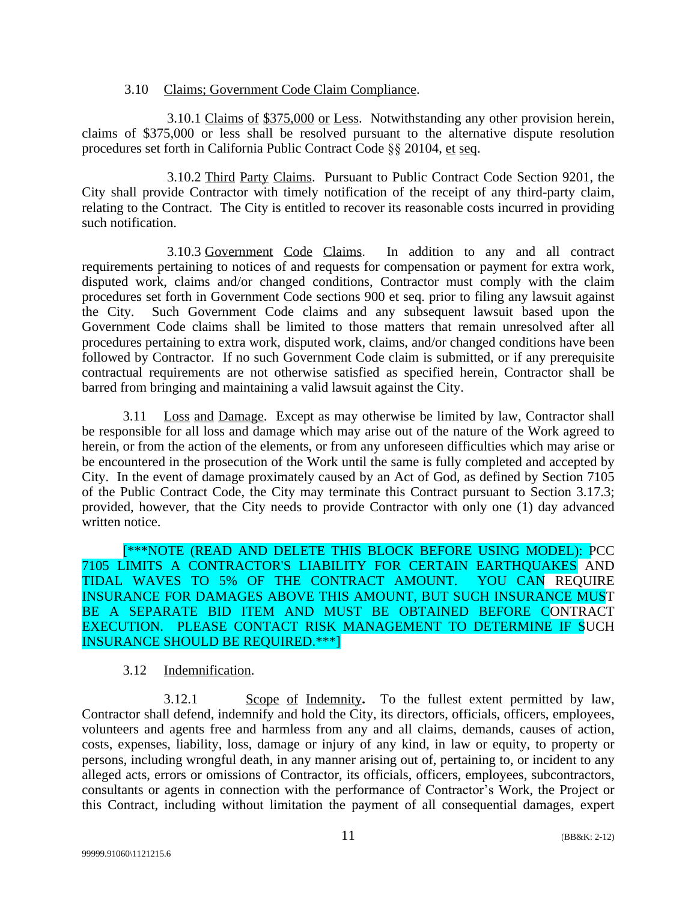3.10 Claims; Government Code Claim Compliance.

3.10.1 Claims of $375,000 or Less. Notwithstanding any other provision herein, claims of $375,000 or less shall be resolved pursuant to the alternative dispute resolution procedures set forth in California Public Contract Code §§ 20104, et seq.

3.10.2 Third Party Claims. Pursuant to Public Contract Code Section 9201, the City shall provide Contractor with timely notification of the receipt of any third-party claim, relating to the Contract. The City is entitled to recover its reasonable costs incurred in providing such notification.

3.10.3 Government Code Claims. In addition to any and all contract requirements pertaining to notices of and requests for compensation or payment for extra work, disputed work, claims and/or changed conditions, Contractor must comply with the claim procedures set forth in Government Code sections 900 et seq. prior to filing any lawsuit against the City. Such Government Code claims and any subsequent lawsuit based upon the Government Code claims shall be limited to those matters that remain unresolved after all procedures pertaining to extra work, disputed work, claims, and/or changed conditions have been followed by Contractor. If no such Government Code claim is submitted, or if any prerequisite contractual requirements are not otherwise satisfied as specified herein, Contractor shall be barred from bringing and maintaining a valid lawsuit against the City.

3.11 Loss and Damage. Except as may otherwise be limited by law, Contractor shall be responsible for all loss and damage which may arise out of the nature of the Work agreed to herein, or from the action of the elements, or from any unforeseen difficulties which may arise or be encountered in the prosecution of the Work until the same is fully completed and accepted by City. In the event of damage proximately caused by an Act of God, as defined by Section 7105 of the Public Contract Code, the City may terminate this Contract pursuant to Section 3.17.3; provided, however, that the City needs to provide Contractor with only one (1) day advanced written notice.

[***NOTE (READ AND DELETE THIS BLOCK BEFORE USING MODEL): PCC 7105 LIMITS A CONTRACTOR'S LIABILITY FOR CERTAIN EARTHQUAKES AND TIDAL WAVES TO 5% OF THE CONTRACT AMOUNT. YOU CAN REQUIRE INSURANCE FOR DAMAGES ABOVE THIS AMOUNT, BUT SUCH INSURANCE MUST BE A SEPARATE BID ITEM AND MUST BE OBTAINED BEFORE CONTRACT EXECUTION. PLEASE CONTACT RISK MANAGEMENT TO DETERMINE IF SUCH INSURANCE SHOULD BE REQUIRED.***]

3.12 Indemnification.

3.12.1 **Scope of Indemnity.** To the fullest extent permitted by law, Contractor shall defend, indemnify and hold the City, its directors, officials, officers, employees, volunteers and agents free and harmless from any and all claims, demands, causes of action, costs, expenses, liability, loss, damage or injury of any kind, in law or equity, to property or persons, including wrongful death, in any manner arising out of, pertaining to, or incident to any alleged acts, errors or omissions of Contractor, its officials, officers, employees, subcontractors, consultants or agents in connection with the performance of Contractor's Work, the Project or this Contract, including without limitation the payment of all consequential damages, expert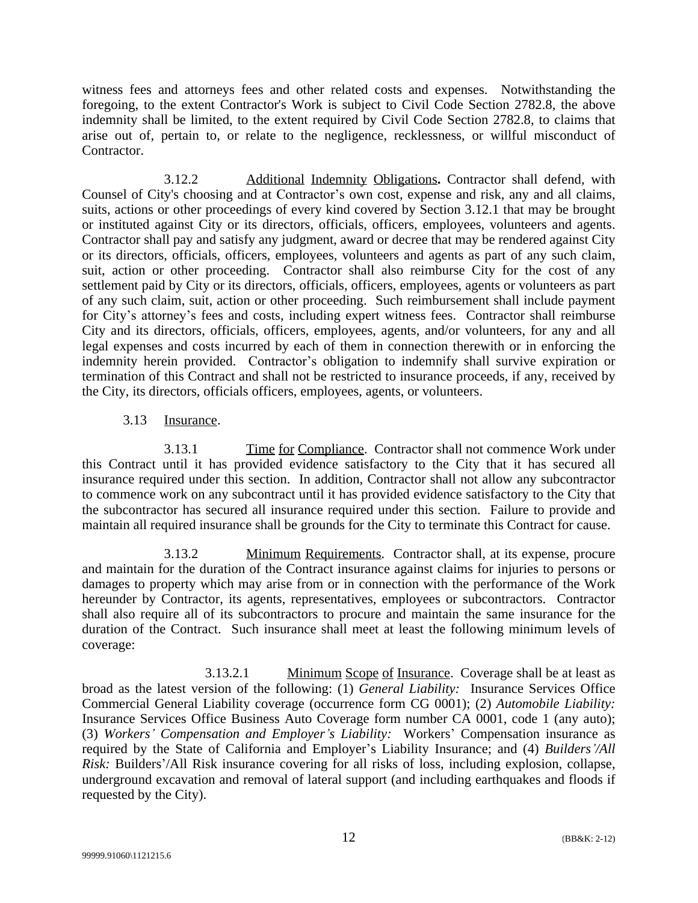witness fees and attorneys fees and other related costs and expenses. Notwithstanding the foregoing, to the extent Contractor's Work is subject to Civil Code Section 2782.8, the above indemnity shall be limited, to the extent required by Civil Code Section 2782.8, to claims that arise out of, pertain to, or relate to the negligence, recklessness, or willful misconduct of Contractor.

3.12.2 Additional Indemnity Obligations**.** Contractor shall defend, with Counsel of City's choosing and at Contractor's own cost, expense and risk, any and all claims, suits, actions or other proceedings of every kind covered by Section 3.12.1 that may be brought or instituted against City or its directors, officials, officers, employees, volunteers and agents. Contractor shall pay and satisfy any judgment, award or decree that may be rendered against City or its directors, officials, officers, employees, volunteers and agents as part of any such claim, suit, action or other proceeding. Contractor shall also reimburse City for the cost of any settlement paid by City or its directors, officials, officers, employees, agents or volunteers as part of any such claim, suit, action or other proceeding. Such reimbursement shall include payment for City's attorney's fees and costs, including expert witness fees. Contractor shall reimburse City and its directors, officials, officers, employees, agents, and/or volunteers, for any and all legal expenses and costs incurred by each of them in connection therewith or in enforcing the indemnity herein provided. Contractor's obligation to indemnify shall survive expiration or termination of this Contract and shall not be restricted to insurance proceeds, if any, received by the City, its directors, officials officers, employees, agents, or volunteers.

3.13 Insurance.

3.13.1 Time for Compliance. Contractor shall not commence Work under this Contract until it has provided evidence satisfactory to the City that it has secured all insurance required under this section. In addition, Contractor shall not allow any subcontractor to commence work on any subcontract until it has provided evidence satisfactory to the City that the subcontractor has secured all insurance required under this section. Failure to provide and maintain all required insurance shall be grounds for the City to terminate this Contract for cause.

3.13.2 Minimum Requirements. Contractor shall, at its expense, procure and maintain for the duration of the Contract insurance against claims for injuries to persons or damages to property which may arise from or in connection with the performance of the Work hereunder by Contractor, its agents, representatives, employees or subcontractors. Contractor shall also require all of its subcontractors to procure and maintain the same insurance for the duration of the Contract. Such insurance shall meet at least the following minimum levels of coverage:

3.13.2.1 Minimum Scope of Insurance. Coverage shall be at least as broad as the latest version of the following: (1) *General Liability:* Insurance Services Office Commercial General Liability coverage (occurrence form CG 0001); (2) *Automobile Liability:* Insurance Services Office Business Auto Coverage form number CA 0001, code 1 (any auto); (3) *Workers' Compensation and Employer's Liability:* Workers' Compensation insurance as required by the State of California and Employer's Liability Insurance; and (4) *Builders'/All Risk:* Builders'/All Risk insurance covering for all risks of loss, including explosion, collapse, underground excavation and removal of lateral support (and including earthquakes and floods if requested by the City).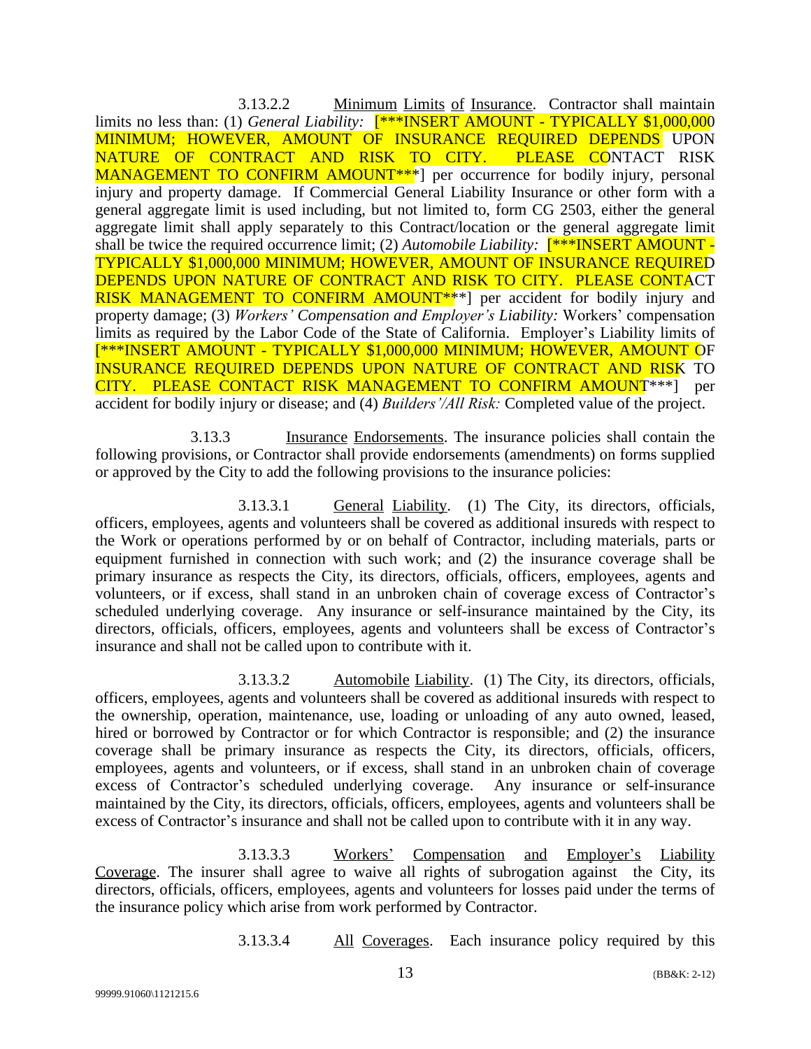3.13.2.2 Minimum Limits of Insurance. Contractor shall maintain limits no less than: (1) *General Liability:* [***INSERT AMOUNT - TYPICALLY $1,000,000 MINIMUM; HOWEVER, AMOUNT OF INSURANCE REQUIRED DEPENDS UPON NATURE OF CONTRACT AND RISK TO CITY. PLEASE CONTACT RISK MANAGEMENT TO CONFIRM AMOUNT***] per occurrence for bodily injury, personal injury and property damage. If Commercial General Liability Insurance or other form with a general aggregate limit is used including, but not limited to, form CG 2503, either the general aggregate limit shall apply separately to this Contract/location or the general aggregate limit shall be twice the required occurrence limit; (2) *Automobile Liability:* [***INSERT AMOUNT - TYPICALLY $1,000,000 MINIMUM; HOWEVER, AMOUNT OF INSURANCE REQUIRED DEPENDS UPON NATURE OF CONTRACT AND RISK TO CITY. PLEASE CONTACT RISK MANAGEMENT TO CONFIRM AMOUNT***] per accident for bodily injury and property damage; (3) *Workers' Compensation and Employer's Liability:* Workers' compensation limits as required by the Labor Code of the State of California. Employer's Liability limits of [***INSERT AMOUNT - TYPICALLY $1,000,000 MINIMUM; HOWEVER, AMOUNT OF INSURANCE REQUIRED DEPENDS UPON NATURE OF CONTRACT AND RISK TO CITY. PLEASE CONTACT RISK MANAGEMENT TO CONFIRM AMOUNT***] per accident for bodily injury or disease; and (4) *Builders'/All Risk:* Completed value of the project.

3.13.3 Insurance Endorsements. The insurance policies shall contain the following provisions, or Contractor shall provide endorsements (amendments) on forms supplied or approved by the City to add the following provisions to the insurance policies:

3.13.3.1 General Liability. (1) The City, its directors, officials, officers, employees, agents and volunteers shall be covered as additional insureds with respect to the Work or operations performed by or on behalf of Contractor, including materials, parts or equipment furnished in connection with such work; and (2) the insurance coverage shall be primary insurance as respects the City, its directors, officials, officers, employees, agents and volunteers, or if excess, shall stand in an unbroken chain of coverage excess of Contractor's scheduled underlying coverage. Any insurance or self-insurance maintained by the City, its directors, officials, officers, employees, agents and volunteers shall be excess of Contractor's insurance and shall not be called upon to contribute with it.

3.13.3.2 Automobile Liability. (1) The City, its directors, officials, officers, employees, agents and volunteers shall be covered as additional insureds with respect to the ownership, operation, maintenance, use, loading or unloading of any auto owned, leased, hired or borrowed by Contractor or for which Contractor is responsible; and (2) the insurance coverage shall be primary insurance as respects the City, its directors, officials, officers, employees, agents and volunteers, or if excess, shall stand in an unbroken chain of coverage excess of Contractor's scheduled underlying coverage. Any insurance or self-insurance maintained by the City, its directors, officials, officers, employees, agents and volunteers shall be excess of Contractor's insurance and shall not be called upon to contribute with it in any way.

3.13.3.3 Workers' Compensation and Employer's Liability Coverage. The insurer shall agree to waive all rights of subrogation against the City, its directors, officials, officers, employees, agents and volunteers for losses paid under the terms of the insurance policy which arise from work performed by Contractor.

3.13.3.4 All Coverages. Each insurance policy required by this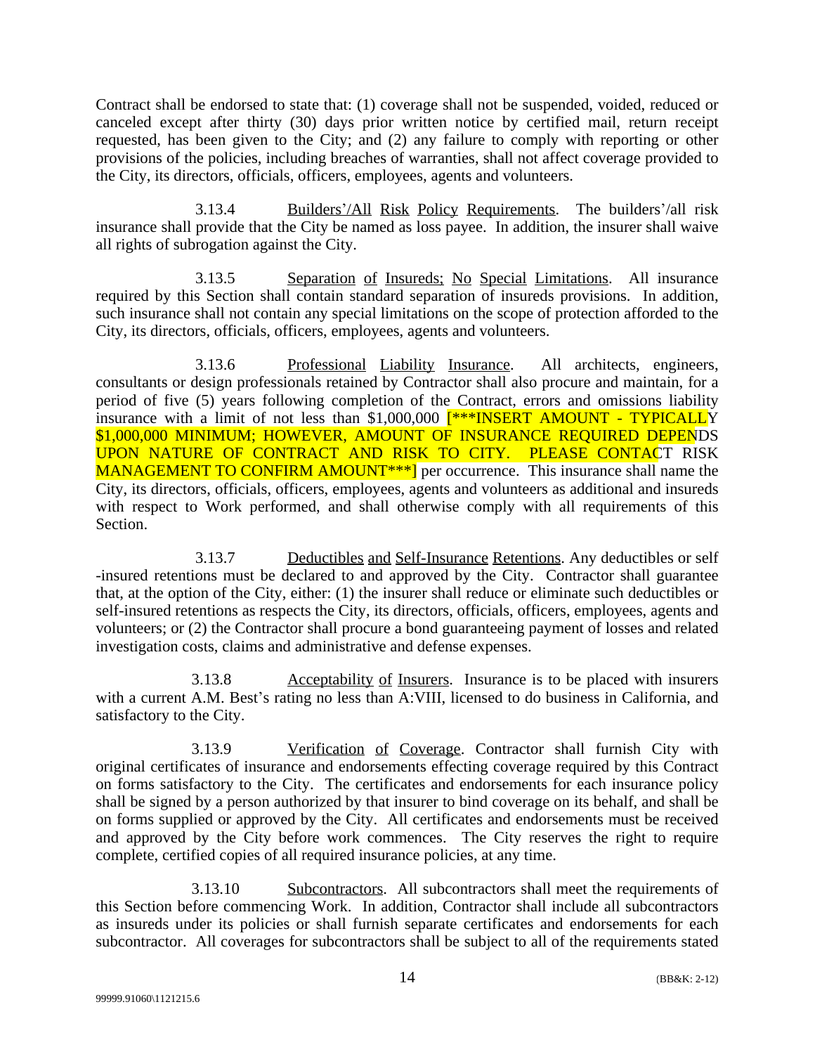Contract shall be endorsed to state that: (1) coverage shall not be suspended, voided, reduced or canceled except after thirty (30) days prior written notice by certified mail, return receipt requested, has been given to the City; and (2) any failure to comply with reporting or other provisions of the policies, including breaches of warranties, shall not affect coverage provided to the City, its directors, officials, officers, employees, agents and volunteers.

3.13.4 Builders'/All Risk Policy Requirements. The builders'/all risk insurance shall provide that the City be named as loss payee. In addition, the insurer shall waive all rights of subrogation against the City.

3.13.5 Separation of Insureds; No Special Limitations. All insurance required by this Section shall contain standard separation of insureds provisions. In addition, such insurance shall not contain any special limitations on the scope of protection afforded to the City, its directors, officials, officers, employees, agents and volunteers.

3.13.6 Professional Liability Insurance. All architects, engineers, consultants or design professionals retained by Contractor shall also procure and maintain, for a period of five (5) years following completion of the Contract, errors and omissions liability insurance with a limit of not less than $1,000,000 [***INSERT AMOUNT - TYPICALLY $1,000,000 MINIMUM; HOWEVER, AMOUNT OF INSURANCE REQUIRED DEPENDS UPON NATURE OF CONTRACT AND RISK TO CITY. PLEASE CONTACT RISK MANAGEMENT TO CONFIRM AMOUNT***] per occurrence. This insurance shall name the City, its directors, officials, officers, employees, agents and volunteers as additional and insureds with respect to Work performed, and shall otherwise comply with all requirements of this Section.

3.13.7 Deductibles and Self-Insurance Retentions. Any deductibles or self -insured retentions must be declared to and approved by the City. Contractor shall guarantee that, at the option of the City, either: (1) the insurer shall reduce or eliminate such deductibles or self-insured retentions as respects the City, its directors, officials, officers, employees, agents and volunteers; or (2) the Contractor shall procure a bond guaranteeing payment of losses and related investigation costs, claims and administrative and defense expenses.

3.13.8 Acceptability of Insurers. Insurance is to be placed with insurers with a current A.M. Best's rating no less than A:VIII, licensed to do business in California, and satisfactory to the City.

3.13.9 Verification of Coverage. Contractor shall furnish City with original certificates of insurance and endorsements effecting coverage required by this Contract on forms satisfactory to the City. The certificates and endorsements for each insurance policy shall be signed by a person authorized by that insurer to bind coverage on its behalf, and shall be on forms supplied or approved by the City. All certificates and endorsements must be received and approved by the City before work commences. The City reserves the right to require complete, certified copies of all required insurance policies, at any time.

3.13.10 Subcontractors. All subcontractors shall meet the requirements of this Section before commencing Work. In addition, Contractor shall include all subcontractors as insureds under its policies or shall furnish separate certificates and endorsements for each subcontractor. All coverages for subcontractors shall be subject to all of the requirements stated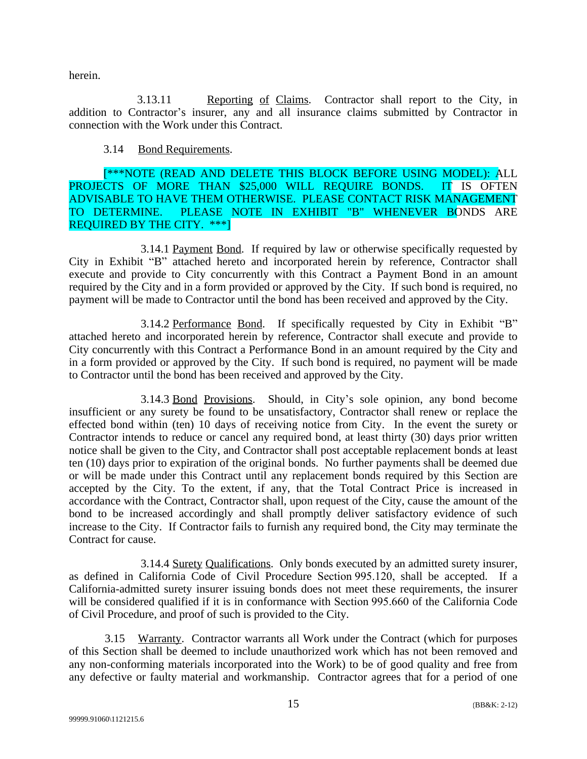herein.

3.13.11 Reporting of Claims. Contractor shall report to the City, in addition to Contractor's insurer, any and all insurance claims submitted by Contractor in connection with the Work under this Contract.

3.14 Bond Requirements.

[***NOTE (READ AND DELETE THIS BLOCK BEFORE USING MODEL): ALL PROJECTS OF MORE THAN $25,000 WILL REQUIRE BONDS. IT IS OFTEN ADVISABLE TO HAVE THEM OTHERWISE. PLEASE CONTACT RISK MANAGEMENT TO DETERMINE. PLEASE NOTE IN EXHIBIT "B" WHENEVER BONDS ARE REQUIRED BY THE CITY. ***]

3.14.1 Payment Bond. If required by law or otherwise specifically requested by City in Exhibit "B" attached hereto and incorporated herein by reference, Contractor shall execute and provide to City concurrently with this Contract a Payment Bond in an amount required by the City and in a form provided or approved by the City. If such bond is required, no payment will be made to Contractor until the bond has been received and approved by the City.

3.14.2 Performance Bond. If specifically requested by City in Exhibit "B" attached hereto and incorporated herein by reference, Contractor shall execute and provide to City concurrently with this Contract a Performance Bond in an amount required by the City and in a form provided or approved by the City. If such bond is required, no payment will be made to Contractor until the bond has been received and approved by the City.

3.14.3 Bond Provisions. Should, in City's sole opinion, any bond become insufficient or any surety be found to be unsatisfactory, Contractor shall renew or replace the effected bond within (ten) 10 days of receiving notice from City. In the event the surety or Contractor intends to reduce or cancel any required bond, at least thirty (30) days prior written notice shall be given to the City, and Contractor shall post acceptable replacement bonds at least ten (10) days prior to expiration of the original bonds. No further payments shall be deemed due or will be made under this Contract until any replacement bonds required by this Section are accepted by the City. To the extent, if any, that the Total Contract Price is increased in accordance with the Contract, Contractor shall, upon request of the City, cause the amount of the bond to be increased accordingly and shall promptly deliver satisfactory evidence of such increase to the City. If Contractor fails to furnish any required bond, the City may terminate the Contract for cause.

3.14.4 Surety Qualifications. Only bonds executed by an admitted surety insurer, as defined in California Code of Civil Procedure Section 995.120, shall be accepted. If a California-admitted surety insurer issuing bonds does not meet these requirements, the insurer will be considered qualified if it is in conformance with Section 995.660 of the California Code of Civil Procedure, and proof of such is provided to the City.

3.15 Warranty. Contractor warrants all Work under the Contract (which for purposes of this Section shall be deemed to include unauthorized work which has not been removed and any non-conforming materials incorporated into the Work) to be of good quality and free from any defective or faulty material and workmanship. Contractor agrees that for a period of one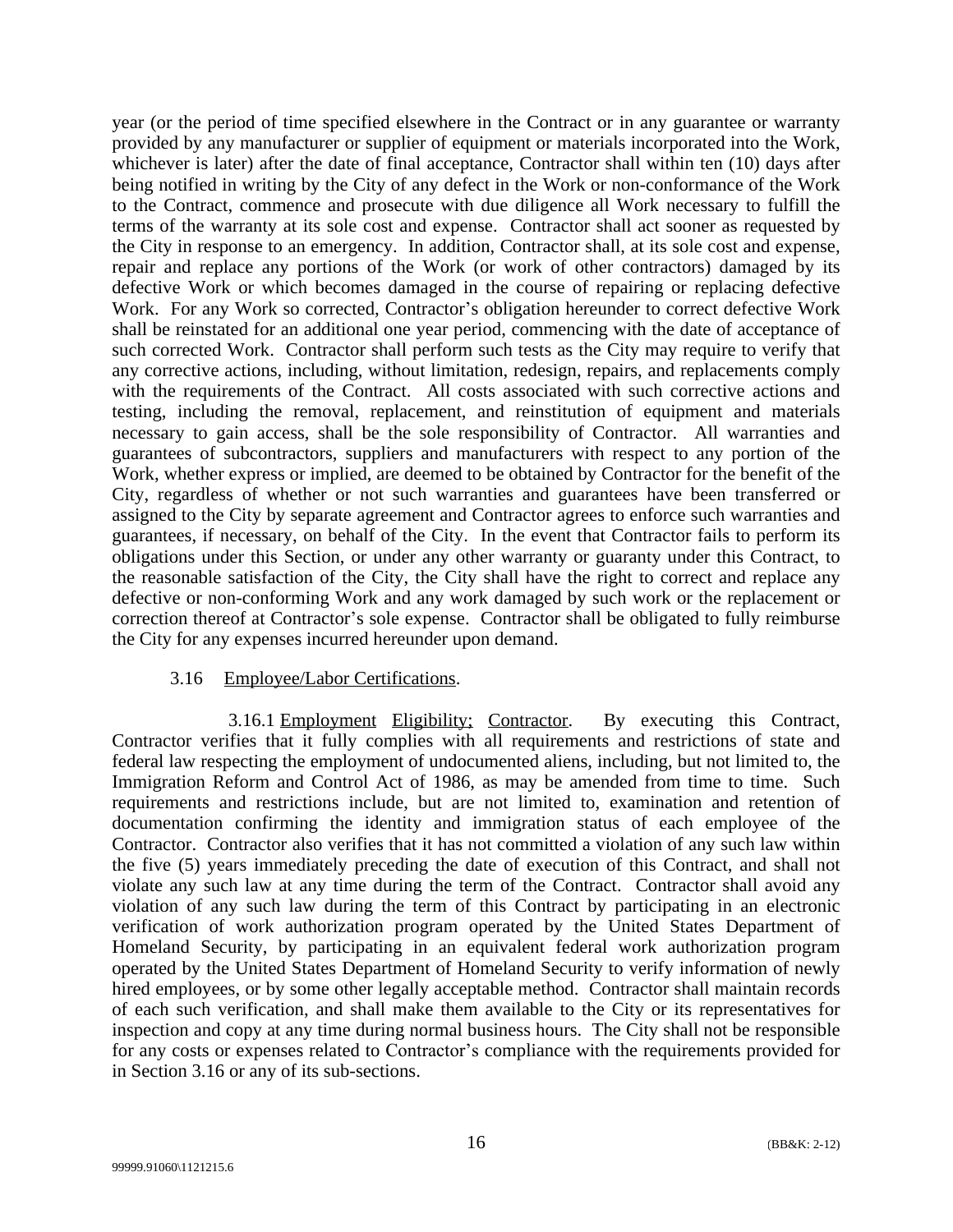year (or the period of time specified elsewhere in the Contract or in any guarantee or warranty provided by any manufacturer or supplier of equipment or materials incorporated into the Work, whichever is later) after the date of final acceptance, Contractor shall within ten (10) days after being notified in writing by the City of any defect in the Work or non-conformance of the Work to the Contract, commence and prosecute with due diligence all Work necessary to fulfill the terms of the warranty at its sole cost and expense. Contractor shall act sooner as requested by the City in response to an emergency. In addition, Contractor shall, at its sole cost and expense, repair and replace any portions of the Work (or work of other contractors) damaged by its defective Work or which becomes damaged in the course of repairing or replacing defective Work. For any Work so corrected, Contractor's obligation hereunder to correct defective Work shall be reinstated for an additional one year period, commencing with the date of acceptance of such corrected Work. Contractor shall perform such tests as the City may require to verify that any corrective actions, including, without limitation, redesign, repairs, and replacements comply with the requirements of the Contract. All costs associated with such corrective actions and testing, including the removal, replacement, and reinstitution of equipment and materials necessary to gain access, shall be the sole responsibility of Contractor. All warranties and guarantees of subcontractors, suppliers and manufacturers with respect to any portion of the Work, whether express or implied, are deemed to be obtained by Contractor for the benefit of the City, regardless of whether or not such warranties and guarantees have been transferred or assigned to the City by separate agreement and Contractor agrees to enforce such warranties and guarantees, if necessary, on behalf of the City. In the event that Contractor fails to perform its obligations under this Section, or under any other warranty or guaranty under this Contract, to the reasonable satisfaction of the City, the City shall have the right to correct and replace any defective or non-conforming Work and any work damaged by such work or the replacement or correction thereof at Contractor's sole expense. Contractor shall be obligated to fully reimburse the City for any expenses incurred hereunder upon demand.

3.16 Employee/Labor Certifications.

3.16.1 Employment Eligibility; Contractor. By executing this Contract, Contractor verifies that it fully complies with all requirements and restrictions of state and federal law respecting the employment of undocumented aliens, including, but not limited to, the Immigration Reform and Control Act of 1986, as may be amended from time to time. Such requirements and restrictions include, but are not limited to, examination and retention of documentation confirming the identity and immigration status of each employee of the Contractor. Contractor also verifies that it has not committed a violation of any such law within the five (5) years immediately preceding the date of execution of this Contract, and shall not violate any such law at any time during the term of the Contract. Contractor shall avoid any violation of any such law during the term of this Contract by participating in an electronic verification of work authorization program operated by the United States Department of Homeland Security, by participating in an equivalent federal work authorization program operated by the United States Department of Homeland Security to verify information of newly hired employees, or by some other legally acceptable method. Contractor shall maintain records of each such verification, and shall make them available to the City or its representatives for inspection and copy at any time during normal business hours. The City shall not be responsible for any costs or expenses related to Contractor's compliance with the requirements provided for in Section 3.16 or any of its sub-sections.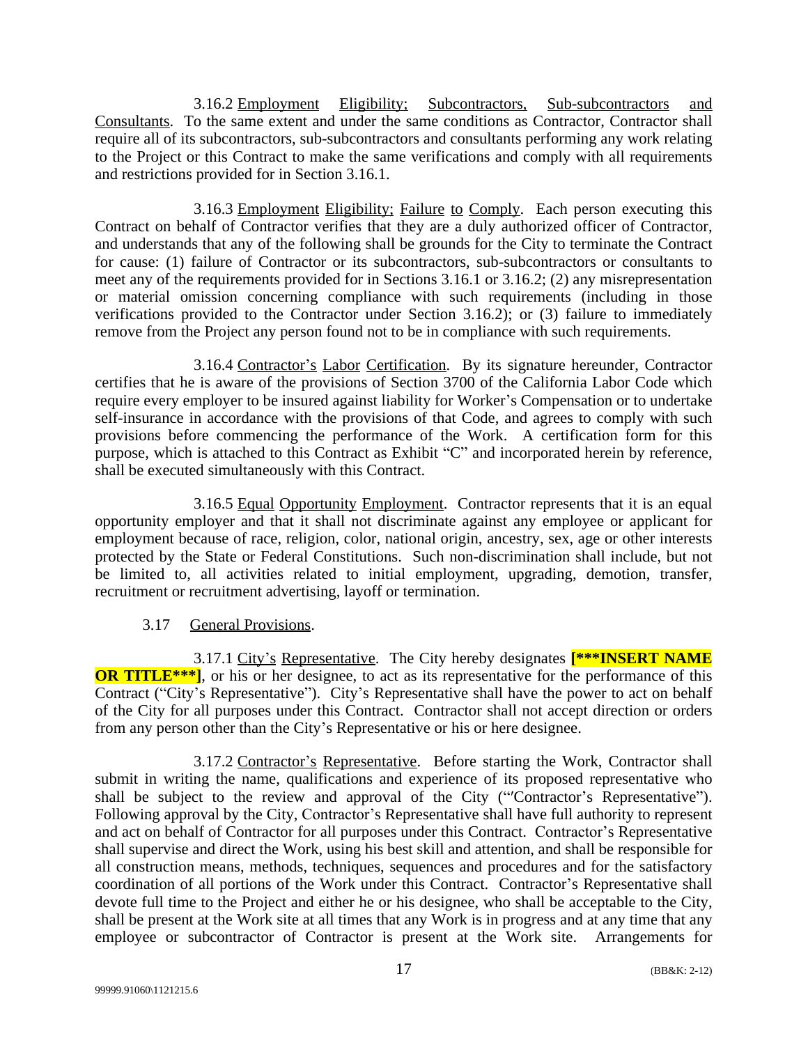3.16.2 Employment Eligibility; Subcontractors, Sub-subcontractors and Consultants. To the same extent and under the same conditions as Contractor, Contractor shall require all of its subcontractors, sub-subcontractors and consultants performing any work relating to the Project or this Contract to make the same verifications and comply with all requirements and restrictions provided for in Section 3.16.1.

3.16.3 Employment Eligibility; Failure to Comply. Each person executing this Contract on behalf of Contractor verifies that they are a duly authorized officer of Contractor, and understands that any of the following shall be grounds for the City to terminate the Contract for cause: (1) failure of Contractor or its subcontractors, sub-subcontractors or consultants to meet any of the requirements provided for in Sections 3.16.1 or 3.16.2; (2) any misrepresentation or material omission concerning compliance with such requirements (including in those verifications provided to the Contractor under Section 3.16.2); or (3) failure to immediately remove from the Project any person found not to be in compliance with such requirements.

3.16.4 Contractor's Labor Certification. By its signature hereunder, Contractor certifies that he is aware of the provisions of Section 3700 of the California Labor Code which require every employer to be insured against liability for Worker's Compensation or to undertake self-insurance in accordance with the provisions of that Code, and agrees to comply with such provisions before commencing the performance of the Work. A certification form for this purpose, which is attached to this Contract as Exhibit "C" and incorporated herein by reference, shall be executed simultaneously with this Contract.

3.16.5 Equal Opportunity Employment. Contractor represents that it is an equal opportunity employer and that it shall not discriminate against any employee or applicant for employment because of race, religion, color, national origin, ancestry, sex, age or other interests protected by the State or Federal Constitutions. Such non-discrimination shall include, but not be limited to, all activities related to initial employment, upgrading, demotion, transfer, recruitment or recruitment advertising, layoff or termination.

3.17 General Provisions.

3.17.1 City's Representative. The City hereby designates **[***INSERT NAME OR TITLE***]**, or his or her designee, to act as its representative for the performance of this Contract ("City's Representative"). City's Representative shall have the power to act on behalf of the City for all purposes under this Contract. Contractor shall not accept direction or orders from any person other than the City's Representative or his or here designee.

3.17.2 Contractor's Representative. Before starting the Work, Contractor shall submit in writing the name, qualifications and experience of its proposed representative who shall be subject to the review and approval of the City ("'Contractor's Representative"). Following approval by the City, Contractor's Representative shall have full authority to represent and act on behalf of Contractor for all purposes under this Contract. Contractor's Representative shall supervise and direct the Work, using his best skill and attention, and shall be responsible for all construction means, methods, techniques, sequences and procedures and for the satisfactory coordination of all portions of the Work under this Contract. Contractor's Representative shall devote full time to the Project and either he or his designee, who shall be acceptable to the City, shall be present at the Work site at all times that any Work is in progress and at any time that any employee or subcontractor of Contractor is present at the Work site. Arrangements for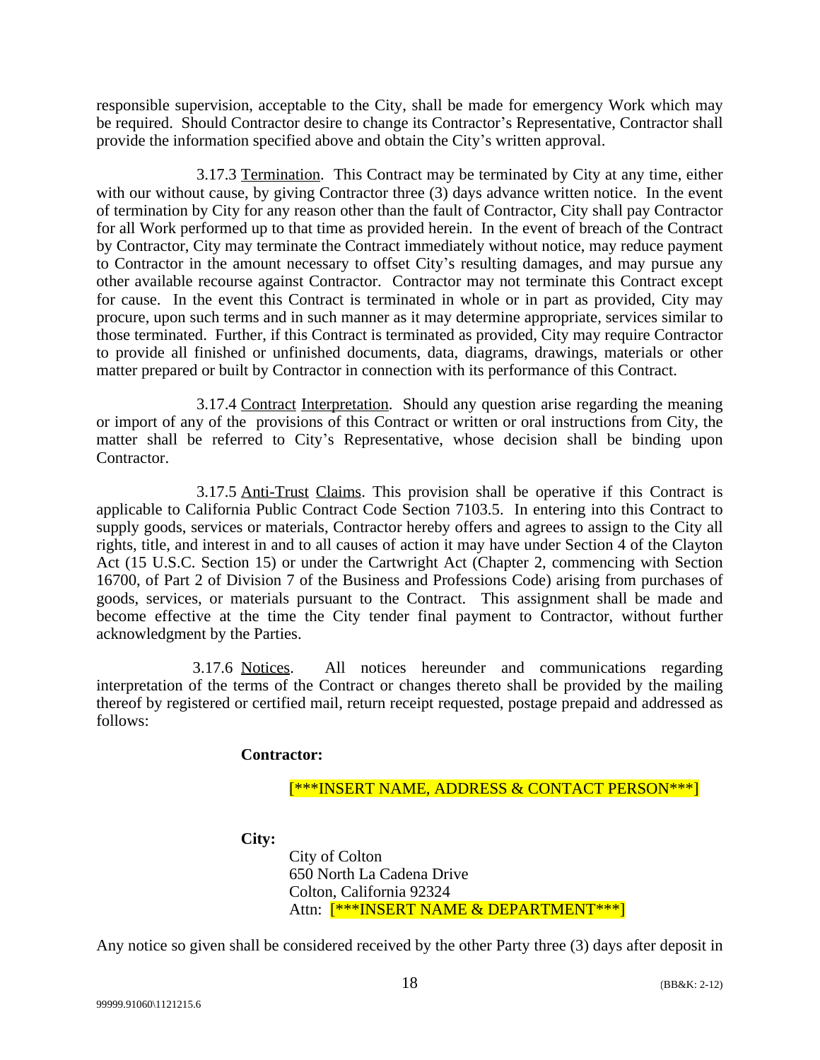responsible supervision, acceptable to the City, shall be made for emergency Work which may be required. Should Contractor desire to change its Contractor's Representative, Contractor shall provide the information specified above and obtain the City's written approval.

3.17.3 Termination. This Contract may be terminated by City at any time, either with our without cause, by giving Contractor three (3) days advance written notice. In the event of termination by City for any reason other than the fault of Contractor, City shall pay Contractor for all Work performed up to that time as provided herein. In the event of breach of the Contract by Contractor, City may terminate the Contract immediately without notice, may reduce payment to Contractor in the amount necessary to offset City's resulting damages, and may pursue any other available recourse against Contractor. Contractor may not terminate this Contract except for cause. In the event this Contract is terminated in whole or in part as provided, City may procure, upon such terms and in such manner as it may determine appropriate, services similar to those terminated. Further, if this Contract is terminated as provided, City may require Contractor to provide all finished or unfinished documents, data, diagrams, drawings, materials or other matter prepared or built by Contractor in connection with its performance of this Contract.

3.17.4 Contract Interpretation. Should any question arise regarding the meaning or import of any of the provisions of this Contract or written or oral instructions from City, the matter shall be referred to City's Representative, whose decision shall be binding upon Contractor.

3.17.5 Anti-Trust Claims. This provision shall be operative if this Contract is applicable to California Public Contract Code Section 7103.5. In entering into this Contract to supply goods, services or materials, Contractor hereby offers and agrees to assign to the City all rights, title, and interest in and to all causes of action it may have under Section 4 of the Clayton Act (15 U.S.C. Section 15) or under the Cartwright Act (Chapter 2, commencing with Section 16700, of Part 2 of Division 7 of the Business and Professions Code) arising from purchases of goods, services, or materials pursuant to the Contract. This assignment shall be made and become effective at the time the City tender final payment to Contractor, without further acknowledgment by the Parties.

3.17.6 Notices. All notices hereunder and communications regarding interpretation of the terms of the Contract or changes thereto shall be provided by the mailing thereof by registered or certified mail, return receipt requested, postage prepaid and addressed as follows:

**Contractor:**

[***INSERT NAME, ADDRESS & CONTACT PERSON***]

**City:**

City of Colton
650 North La Cadena Drive
Colton, California 92324
Attn: [***INSERT NAME & DEPARTMENT***]

Any notice so given shall be considered received by the other Party three (3) days after deposit in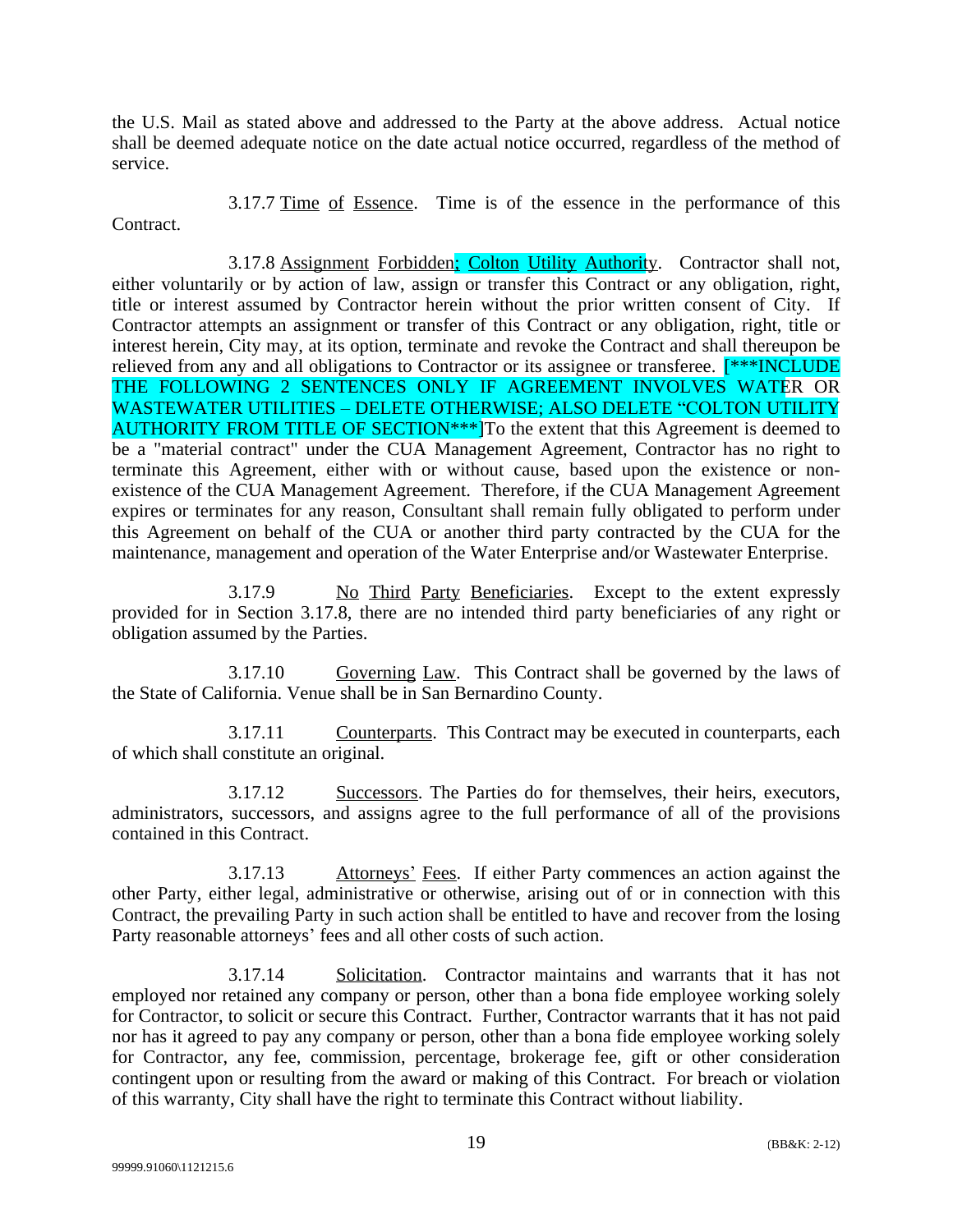the U.S. Mail as stated above and addressed to the Party at the above address. Actual notice shall be deemed adequate notice on the date actual notice occurred, regardless of the method of service.

3.17.7 Time of Essence. Time is of the essence in the performance of this Contract.

3.17.8 Assignment Forbidden; Colton Utility Authority. Contractor shall not, either voluntarily or by action of law, assign or transfer this Contract or any obligation, right, title or interest assumed by Contractor herein without the prior written consent of City. If Contractor attempts an assignment or transfer of this Contract or any obligation, right, title or interest herein, City may, at its option, terminate and revoke the Contract and shall thereupon be relieved from any and all obligations to Contractor or its assignee or transferee. [***INCLUDE THE FOLLOWING 2 SENTENCES ONLY IF AGREEMENT INVOLVES WATER OR WASTEWATER UTILITIES – DELETE OTHERWISE; ALSO DELETE "COLTON UTILITY AUTHORITY FROM TITLE OF SECTION***]To the extent that this Agreement is deemed to be a "material contract" under the CUA Management Agreement, Contractor has no right to terminate this Agreement, either with or without cause, based upon the existence or non-existence of the CUA Management Agreement. Therefore, if the CUA Management Agreement expires or terminates for any reason, Consultant shall remain fully obligated to perform under this Agreement on behalf of the CUA or another third party contracted by the CUA for the maintenance, management and operation of the Water Enterprise and/or Wastewater Enterprise.

3.17.9 No Third Party Beneficiaries. Except to the extent expressly provided for in Section 3.17.8, there are no intended third party beneficiaries of any right or obligation assumed by the Parties.

3.17.10 Governing Law. This Contract shall be governed by the laws of the State of California. Venue shall be in San Bernardino County.

3.17.11 Counterparts. This Contract may be executed in counterparts, each of which shall constitute an original.

3.17.12 Successors. The Parties do for themselves, their heirs, executors, administrators, successors, and assigns agree to the full performance of all of the provisions contained in this Contract.

3.17.13 Attorneys' Fees. If either Party commences an action against the other Party, either legal, administrative or otherwise, arising out of or in connection with this Contract, the prevailing Party in such action shall be entitled to have and recover from the losing Party reasonable attorneys' fees and all other costs of such action.

3.17.14 Solicitation. Contractor maintains and warrants that it has not employed nor retained any company or person, other than a bona fide employee working solely for Contractor, to solicit or secure this Contract. Further, Contractor warrants that it has not paid nor has it agreed to pay any company or person, other than a bona fide employee working solely for Contractor, any fee, commission, percentage, brokerage fee, gift or other consideration contingent upon or resulting from the award or making of this Contract. For breach or violation of this warranty, City shall have the right to terminate this Contract without liability.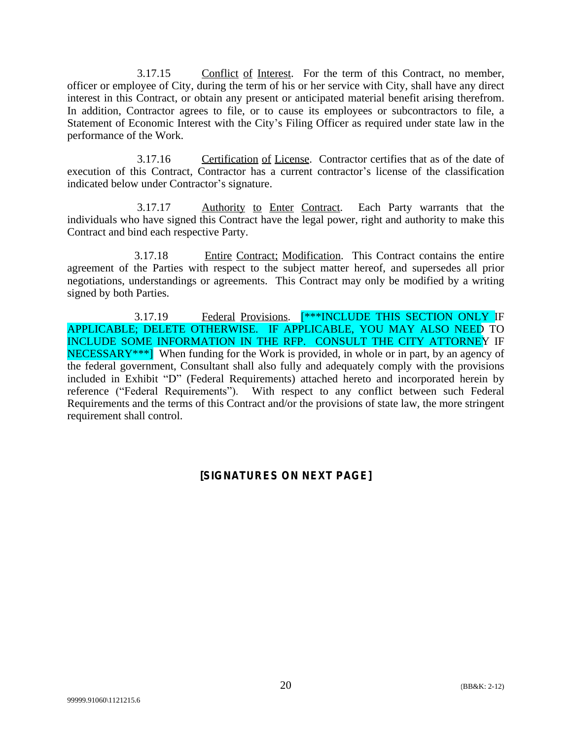3.17.15 Conflict of Interest. For the term of this Contract, no member, officer or employee of City, during the term of his or her service with City, shall have any direct interest in this Contract, or obtain any present or anticipated material benefit arising therefrom. In addition, Contractor agrees to file, or to cause its employees or subcontractors to file, a Statement of Economic Interest with the City's Filing Officer as required under state law in the performance of the Work.

3.17.16 Certification of License. Contractor certifies that as of the date of execution of this Contract, Contractor has a current contractor's license of the classification indicated below under Contractor's signature.

3.17.17 Authority to Enter Contract. Each Party warrants that the individuals who have signed this Contract have the legal power, right and authority to make this Contract and bind each respective Party.

3.17.18 Entire Contract; Modification. This Contract contains the entire agreement of the Parties with respect to the subject matter hereof, and supersedes all prior negotiations, understandings or agreements. This Contract may only be modified by a writing signed by both Parties.

3.17.19 Federal Provisions. [***INCLUDE THIS SECTION ONLY IF APPLICABLE; DELETE OTHERWISE. IF APPLICABLE, YOU MAY ALSO NEED TO INCLUDE SOME INFORMATION IN THE RFP. CONSULT THE CITY ATTORNEY IF NECESSARY***] When funding for the Work is provided, in whole or in part, by an agency of the federal government, Consultant shall also fully and adequately comply with the provisions included in Exhibit "D" (Federal Requirements) attached hereto and incorporated herein by reference ("Federal Requirements"). With respect to any conflict between such Federal Requirements and the terms of this Contract and/or the provisions of state law, the more stringent requirement shall control.

**[SIGNATURES ON NEXT PAGE]**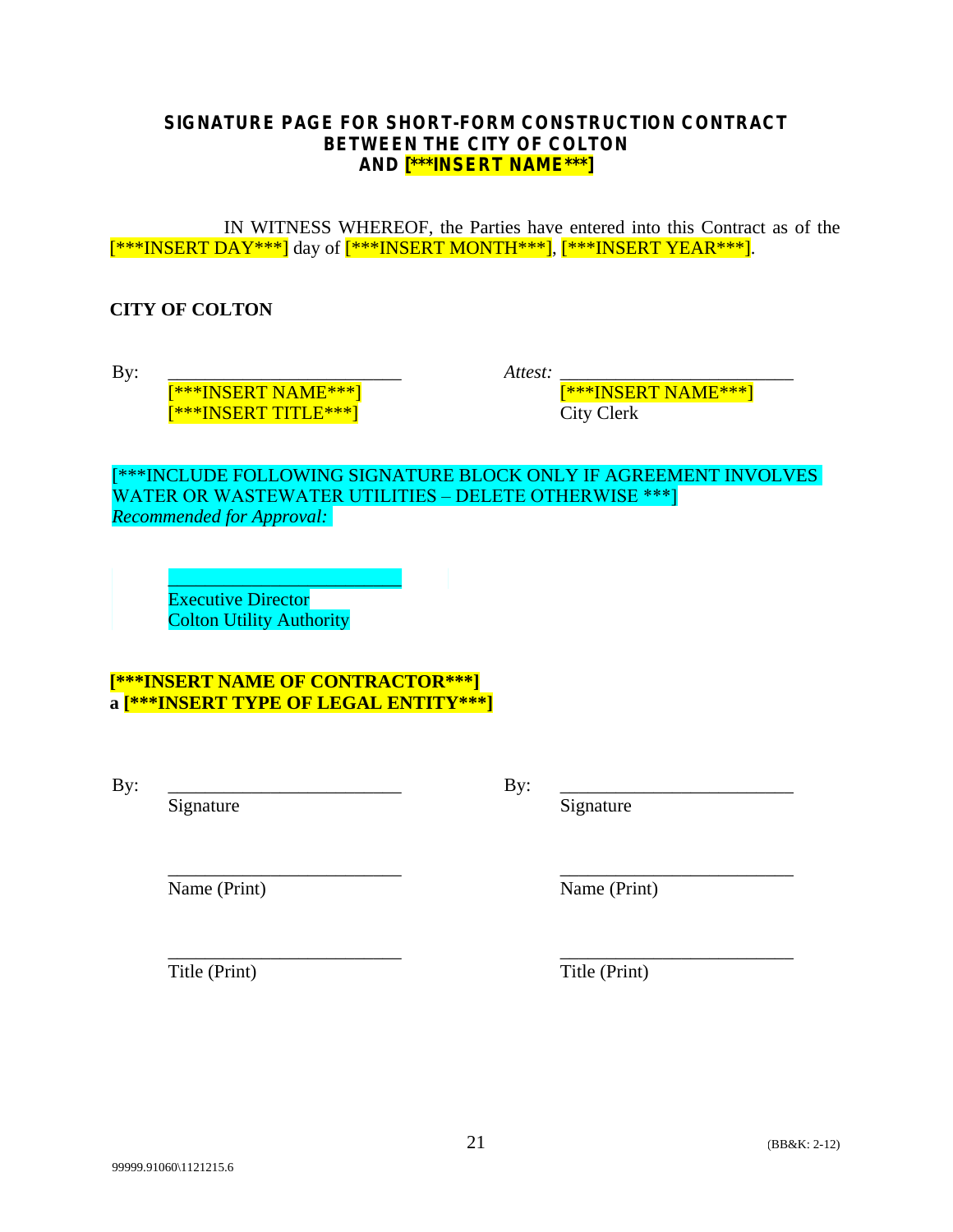### SIGNATURE PAGE FOR SHORT-FORM CONSTRUCTION CONTRACT BETWEEN THE CITY OF COLTON AND [***INSERT NAME***]

IN WITNESS WHEREOF, the Parties have entered into this Contract as of the [***INSERT DAY***] day of [***INSERT MONTH***], [***INSERT YEAR***].

**CITY OF COLTON**

By: ________________________
[***INSERT NAME***]
[***INSERT TITLE***]

*Attest:* ________________________
[***INSERT NAME***]
City Clerk

[***INCLUDE FOLLOWING SIGNATURE BLOCK ONLY IF AGREEMENT INVOLVES WATER OR WASTEWATER UTILITIES – DELETE OTHERWISE ***]
*Recommended for Approval:*

________________________
Executive Director
Colton Utility Authority

**[***INSERT NAME OF CONTRACTOR***]**
**a [***INSERT TYPE OF LEGAL ENTITY***]**

By: ________________________
Signature

________________________
Name (Print)

________________________
Title (Print)

By: ________________________
Signature

________________________
Name (Print)

________________________
Title (Print)

(BB&K: 2-12)

99999.91060\1121215.6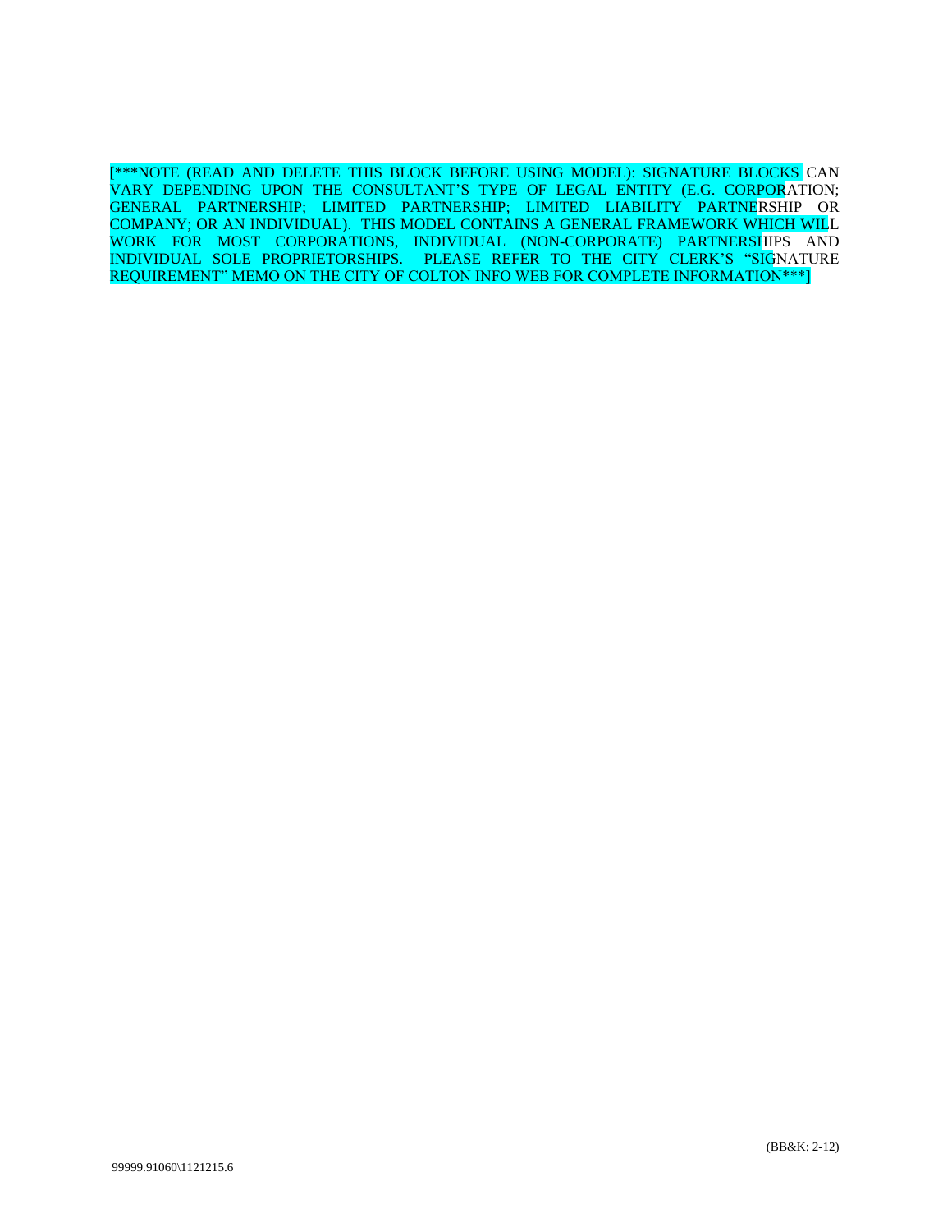[***NOTE (READ AND DELETE THIS BLOCK BEFORE USING MODEL): SIGNATURE BLOCKS CAN VARY DEPENDING UPON THE CONSULTANT'S TYPE OF LEGAL ENTITY (E.G. CORPORATION; GENERAL PARTNERSHIP; LIMITED PARTNERSHIP; LIMITED LIABILITY PARTNERSHIP OR COMPANY; OR AN INDIVIDUAL). THIS MODEL CONTAINS A GENERAL FRAMEWORK WHICH WILL WORK FOR MOST CORPORATIONS, INDIVIDUAL (NON-CORPORATE) PARTNERSHIPS AND INDIVIDUAL SOLE PROPRIETORSHIPS. PLEASE REFER TO THE CITY CLERK'S "SIGNATURE REQUIREMENT" MEMO ON THE CITY OF COLTON INFO WEB FOR COMPLETE INFORMATION***]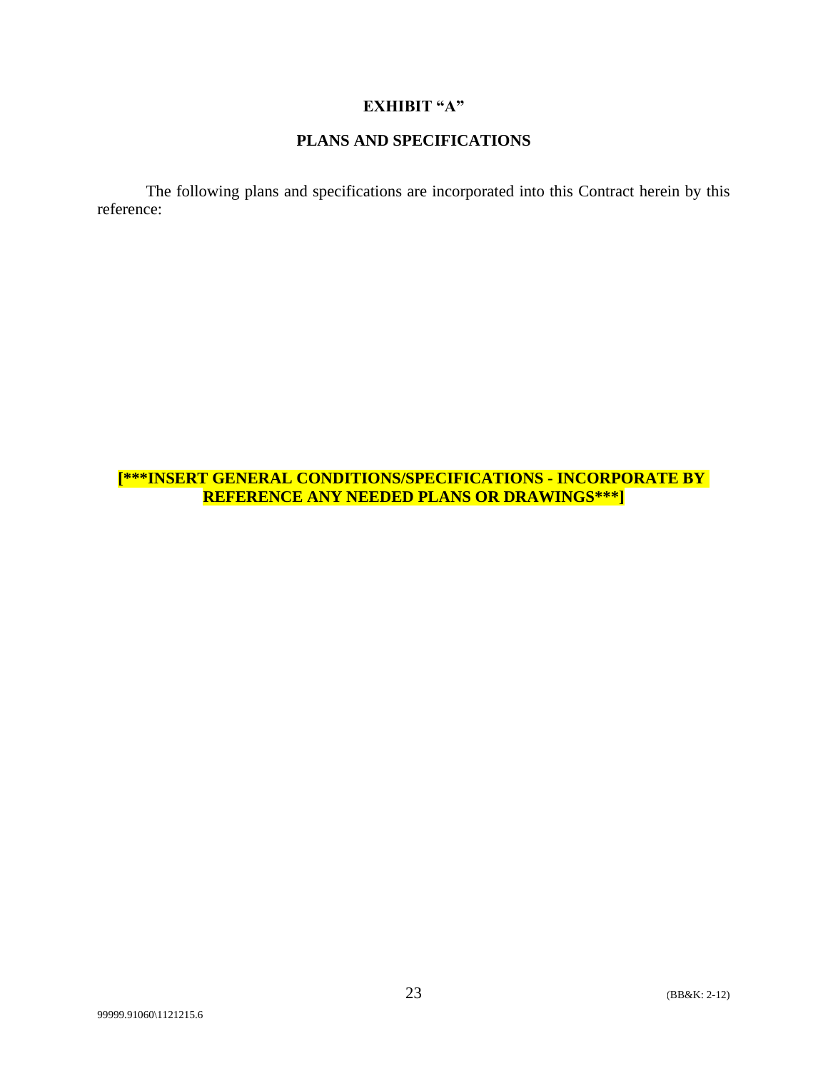# EXHIBIT "A"

## PLANS AND SPECIFICATIONS

The following plans and specifications are incorporated into this Contract herein by this reference:

**[***INSERT GENERAL CONDITIONS/SPECIFICATIONS - INCORPORATE BY REFERENCE ANY NEEDED PLANS OR DRAWINGS***]**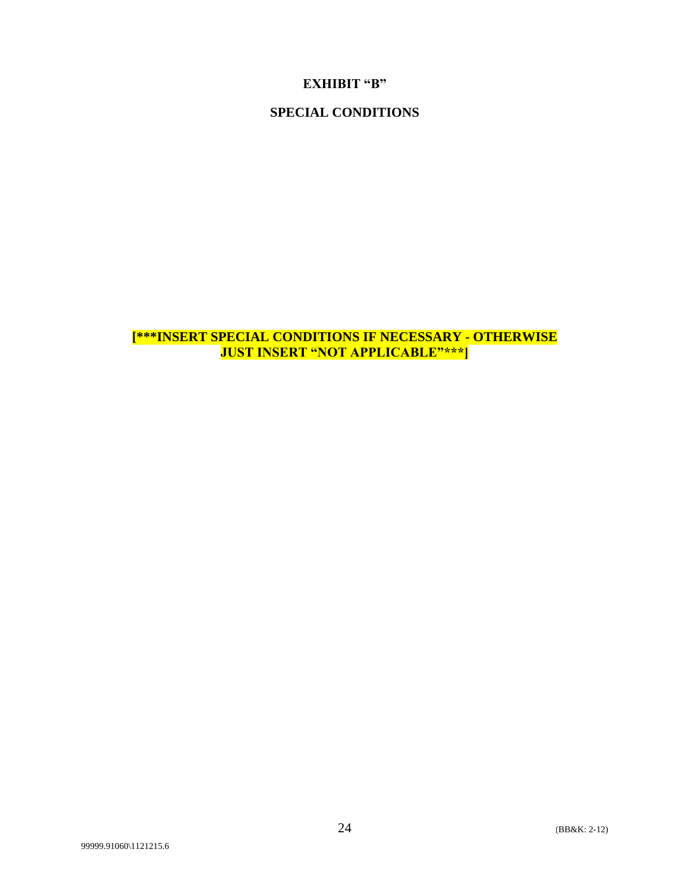# EXHIBIT "B"

## SPECIAL CONDITIONS

**[***INSERT SPECIAL CONDITIONS IF NECESSARY - OTHERWISE JUST INSERT "NOT APPLICABLE"***]**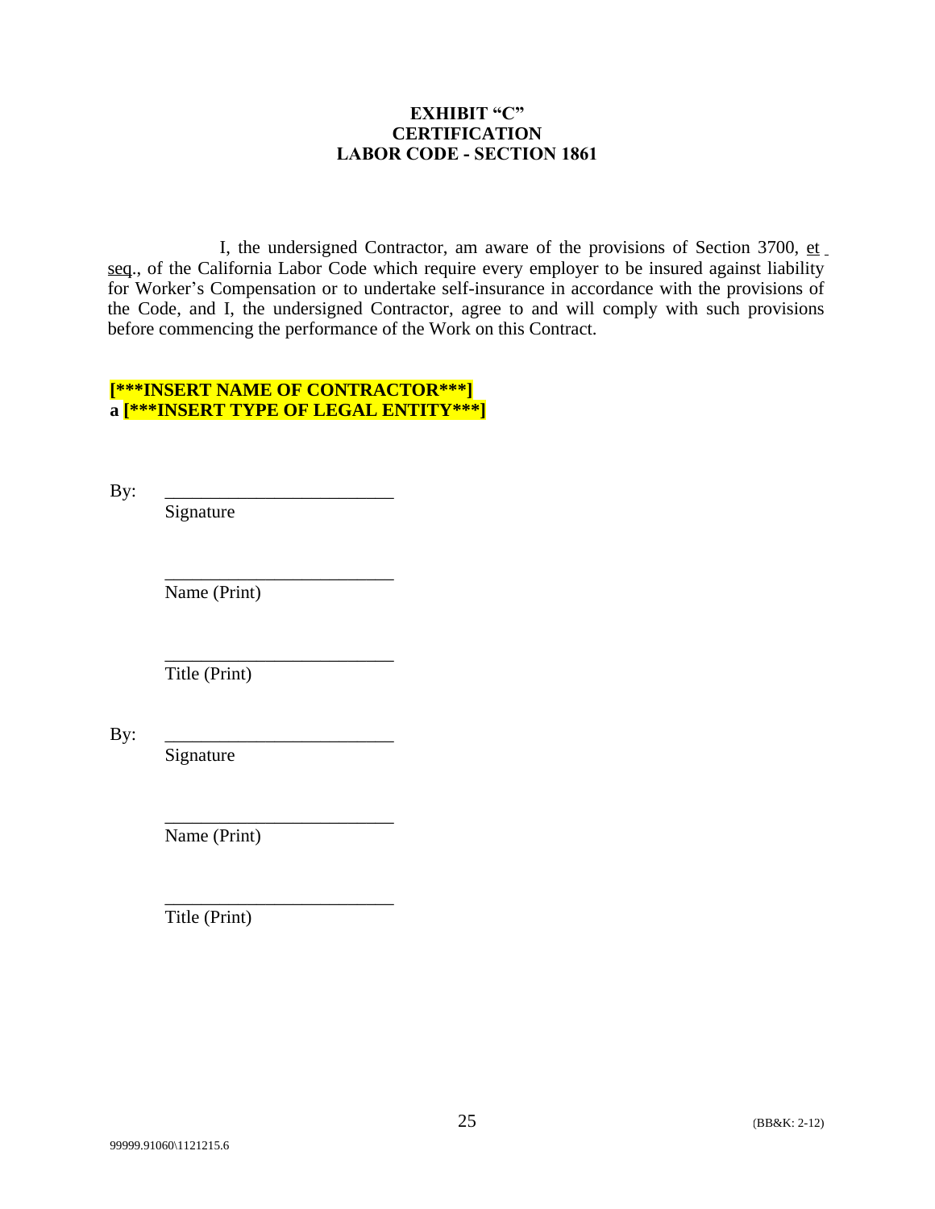**EXHIBIT "C"**
**CERTIFICATION**
**LABOR CODE - SECTION 1861**

I, the undersigned Contractor, am aware of the provisions of Section 3700, et seq., of the California Labor Code which require every employer to be insured against liability for Worker's Compensation or to undertake self-insurance in accordance with the provisions of the Code, and I, the undersigned Contractor, agree to and will comply with such provisions before commencing the performance of the Work on this Contract.

**[***INSERT NAME OF CONTRACTOR***]**
**a [***INSERT TYPE OF LEGAL ENTITY***]**

By: \_\_\_\_\_\_\_\_\_\_\_\_\_\_\_\_\_\_\_\_\_\_\_\_\_
Signature

\_\_\_\_\_\_\_\_\_\_\_\_\_\_\_\_\_\_\_\_\_\_\_\_\_
Name (Print)

\_\_\_\_\_\_\_\_\_\_\_\_\_\_\_\_\_\_\_\_\_\_\_\_\_
Title (Print)

By: \_\_\_\_\_\_\_\_\_\_\_\_\_\_\_\_\_\_\_\_\_\_\_\_\_
Signature

\_\_\_\_\_\_\_\_\_\_\_\_\_\_\_\_\_\_\_\_\_\_\_\_\_
Name (Print)

\_\_\_\_\_\_\_\_\_\_\_\_\_\_\_\_\_\_\_\_\_\_\_\_\_
Title (Print)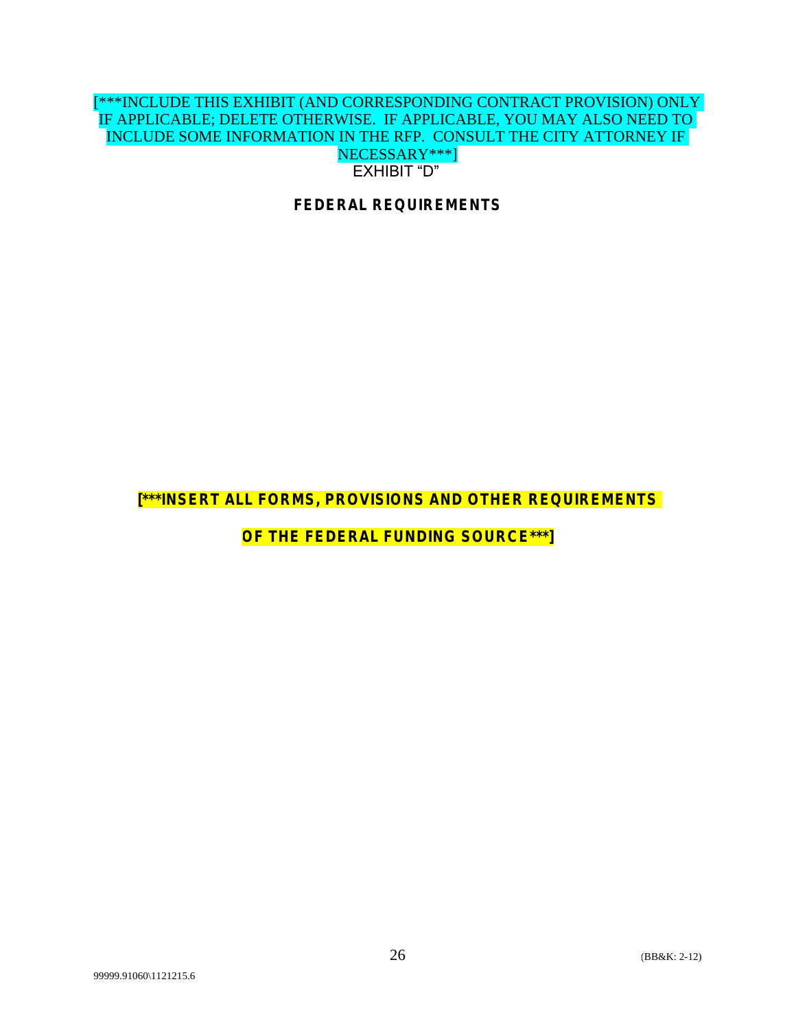[***INCLUDE THIS EXHIBIT (AND CORRESPONDING CONTRACT PROVISION) ONLY IF APPLICABLE; DELETE OTHERWISE. IF APPLICABLE, YOU MAY ALSO NEED TO INCLUDE SOME INFORMATION IN THE RFP. CONSULT THE CITY ATTORNEY IF NECESSARY***]

EXHIBIT "D"

**FEDERAL REQUIREMENTS**

**[***INSERT ALL FORMS, PROVISIONS AND OTHER REQUIREMENTS OF THE FEDERAL FUNDING SOURCE***]**

(BB&K: 2-12)

99999.91060\1121215.6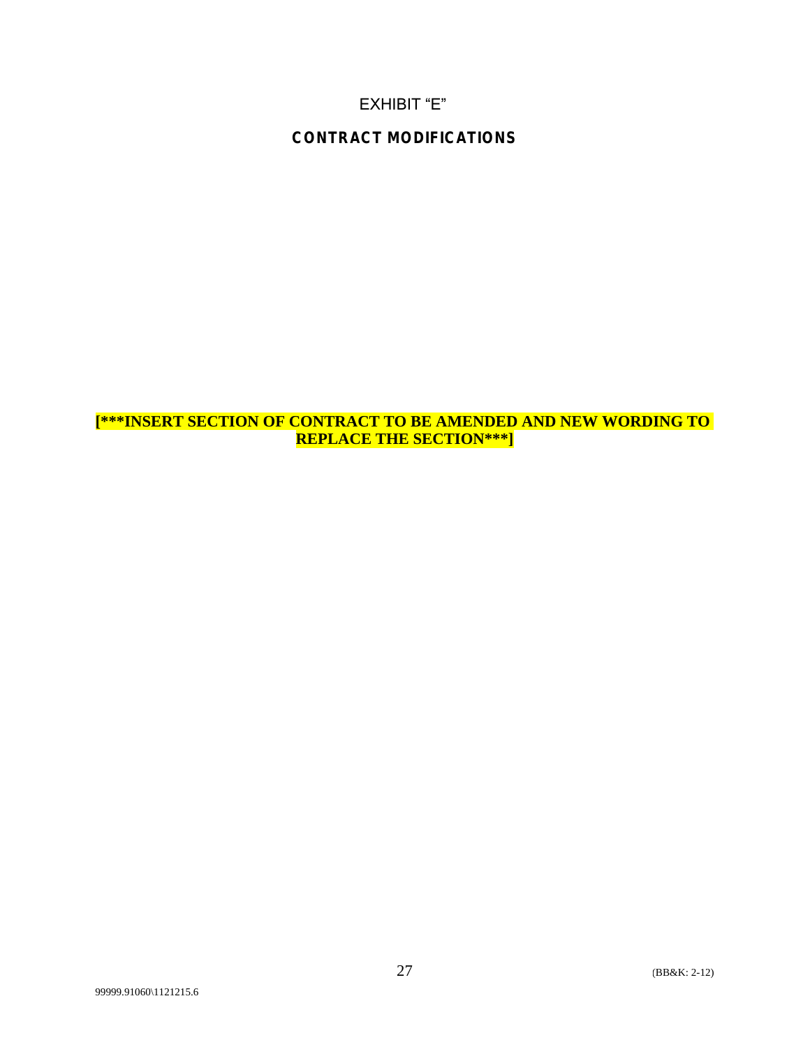# EXHIBIT "E"

## CONTRACT MODIFICATIONS

**[***INSERT SECTION OF CONTRACT TO BE AMENDED AND NEW WORDING TO REPLACE THE SECTION***]**